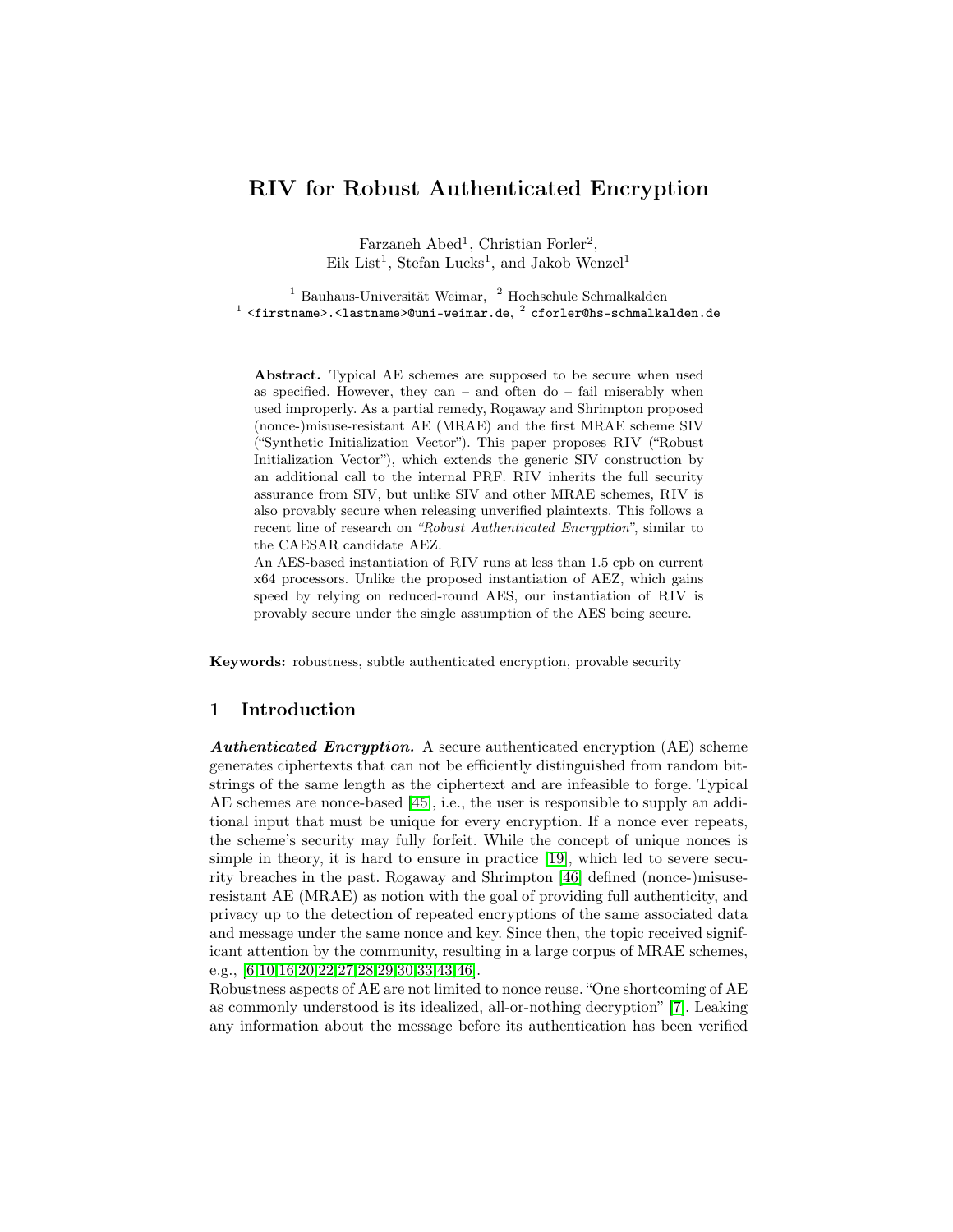# RIV for Robust Authenticated Encryption

Farzaneh Abed[1], Christian Forler[2], Eik List[1], Stefan Lucks[1], and Jakob Wenzel[1]

[1] Bauhaus-Universität Weimar, [2] Hochschule Schmalkalden
[1] `<firstname>.<lastname>@uni-weimar.de`, [2] `cforler@hs-schmalkalden.de`

**Abstract.** Typical AE schemes are supposed to be secure when used as specified. However, they can – and often do – fail miserably when used improperly. As a partial remedy, Rogaway and Shrimpton proposed (nonce-)misuse-resistant AE (MRAE) and the first MRAE scheme SIV ("Synthetic Initialization Vector"). This paper proposes RIV ("Robust Initialization Vector"), which extends the generic SIV construction by an additional call to the internal PRF. RIV inherits the full security assurance from SIV, but unlike SIV and other MRAE schemes, RIV is also provably secure when releasing unverified plaintexts. This follows a recent line of research on *"Robust Authenticated Encryption"*, similar to the CAESAR candidate AEZ.
An AES-based instantiation of RIV runs at less than 1.5 cpb on current x64 processors. Unlike the proposed instantiation of AEZ, which gains speed by relying on reduced-round AES, our instantiation of RIV is provably secure under the single assumption of the AES being secure.

**Keywords:** robustness, subtle authenticated encryption, provable security

## 1 Introduction

***Authenticated Encryption.*** A secure authenticated encryption (AE) scheme generates ciphertexts that can not be efficiently distinguished from random bitstrings of the same length as the ciphertext and are infeasible to forge. Typical AE schemes are nonce-based [45], i.e., the user is responsible to supply an additional input that must be unique for every encryption. If a nonce ever repeats, the scheme's security may fully forfeit. While the concept of unique nonces is simple in theory, it is hard to ensure in practice [19], which led to severe security breaches in the past. Rogaway and Shrimpton [46] defined (nonce-)misuse-resistant AE (MRAE) as notion with the goal of providing full authenticity, and privacy up to the detection of repeated encryptions of the same associated data and message under the same nonce and key. Since then, the topic received significant attention by the community, resulting in a large corpus of MRAE schemes, e.g., [6,10,16,20,22,27,28,29,30,33,43,46].

Robustness aspects of AE are not limited to nonce reuse. "One shortcoming of AE as commonly understood is its idealized, all-or-nothing decryption" [7]. Leaking any information about the message before its authentication has been verified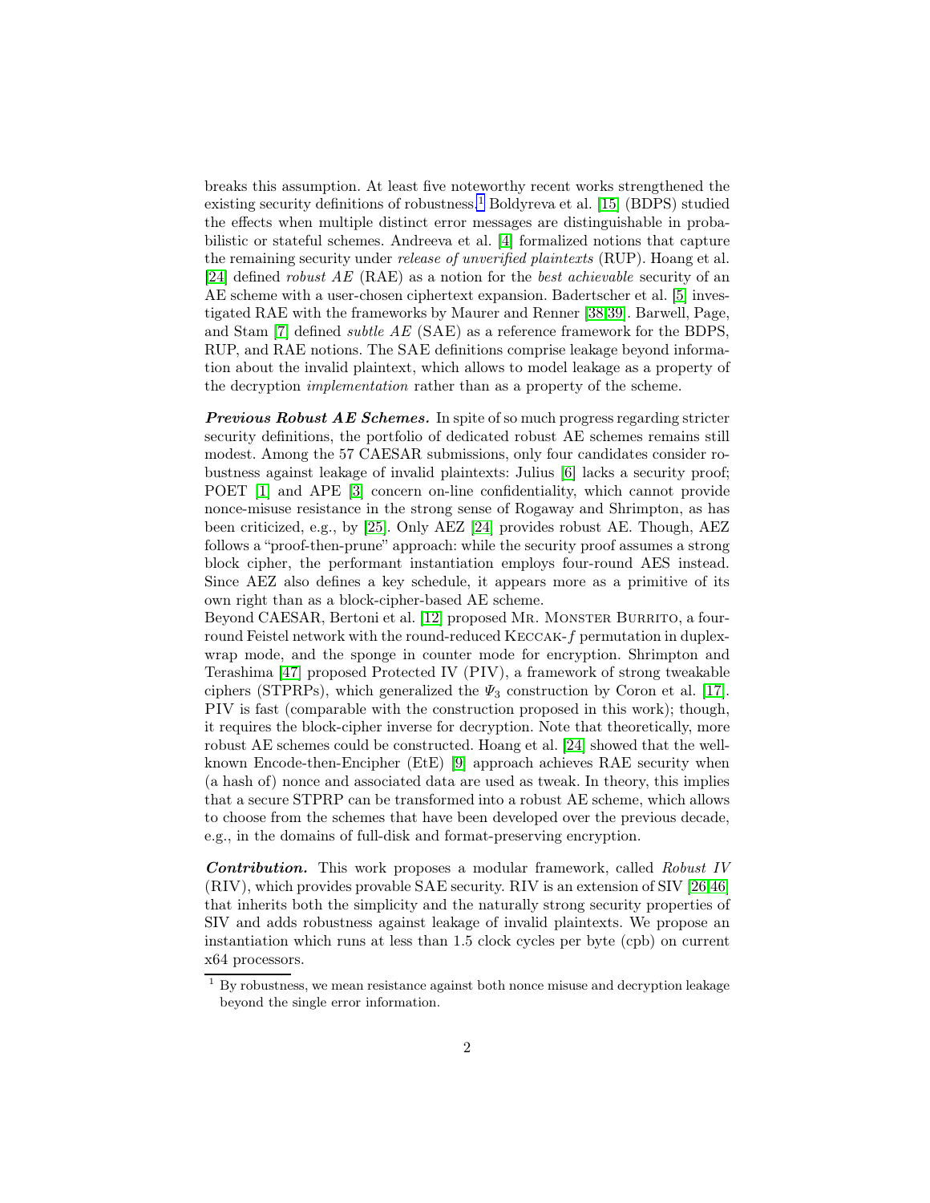breaks this assumption. At least five noteworthy recent works strengthened the existing security definitions of robustness.[1] Boldyreva et al. [15] (BDPS) studied the effects when multiple distinct error messages are distinguishable in probabilistic or stateful schemes. Andreeva et al. [4] formalized notions that capture the remaining security under *release of unverified plaintexts* (RUP). Hoang et al. [24] defined *robust AE* (RAE) as a notion for the *best achievable* security of an AE scheme with a user-chosen ciphertext expansion. Badertscher et al. [5] investigated RAE with the frameworks by Maurer and Renner [38,39]. Barwell, Page, and Stam [7] defined *subtle AE* (SAE) as a reference framework for the BDPS, RUP, and RAE notions. The SAE definitions comprise leakage beyond information about the invalid plaintext, which allows to model leakage as a property of the decryption *implementation* rather than as a property of the scheme.

***Previous Robust AE Schemes.*** In spite of so much progress regarding stricter security definitions, the portfolio of dedicated robust AE schemes remains still modest. Among the 57 CAESAR submissions, only four candidates consider robustness against leakage of invalid plaintexts: Julius [6] lacks a security proof; POET [1] and APE [3] concern on-line confidentiality, which cannot provide nonce-misuse resistance in the strong sense of Rogaway and Shrimpton, as has been criticized, e.g., by [25]. Only AEZ [24] provides robust AE. Though, AEZ follows a "proof-then-prune" approach: while the security proof assumes a strong block cipher, the performant instantiation employs four-round AES instead. Since AEZ also defines a key schedule, it appears more as a primitive of its own right than as a block-cipher-based AE scheme.
Beyond CAESAR, Bertoni et al. [12] proposed Mr. Monster Burrito, a four-round Feistel network with the round-reduced Keccak-$f$ permutation in duplex-wrap mode, and the sponge in counter mode for encryption. Shrimpton and Terashima [47] proposed Protected IV (PIV), a framework of strong tweakable ciphers (STPRPs), which generalized the $\Psi_3$ construction by Coron et al. [17]. PIV is fast (comparable with the construction proposed in this work); though, it requires the block-cipher inverse for decryption. Note that theoretically, more robust AE schemes could be constructed. Hoang et al. [24] showed that the well-known Encode-then-Encipher (EtE) [9] approach achieves RAE security when (a hash of) nonce and associated data are used as tweak. In theory, this implies that a secure STPRP can be transformed into a robust AE scheme, which allows to choose from the schemes that have been developed over the previous decade, e.g., in the domains of full-disk and format-preserving encryption.

***Contribution.*** This work proposes a modular framework, called *Robust IV* (RIV), which provides provable SAE security. RIV is an extension of SIV [26,46] that inherits both the simplicity and the naturally strong security properties of SIV and adds robustness against leakage of invalid plaintexts. We propose an instantiation which runs at less than 1.5 clock cycles per byte (cpb) on current x64 processors.

[1] By robustness, we mean resistance against both nonce misuse and decryption leakage beyond the single error information.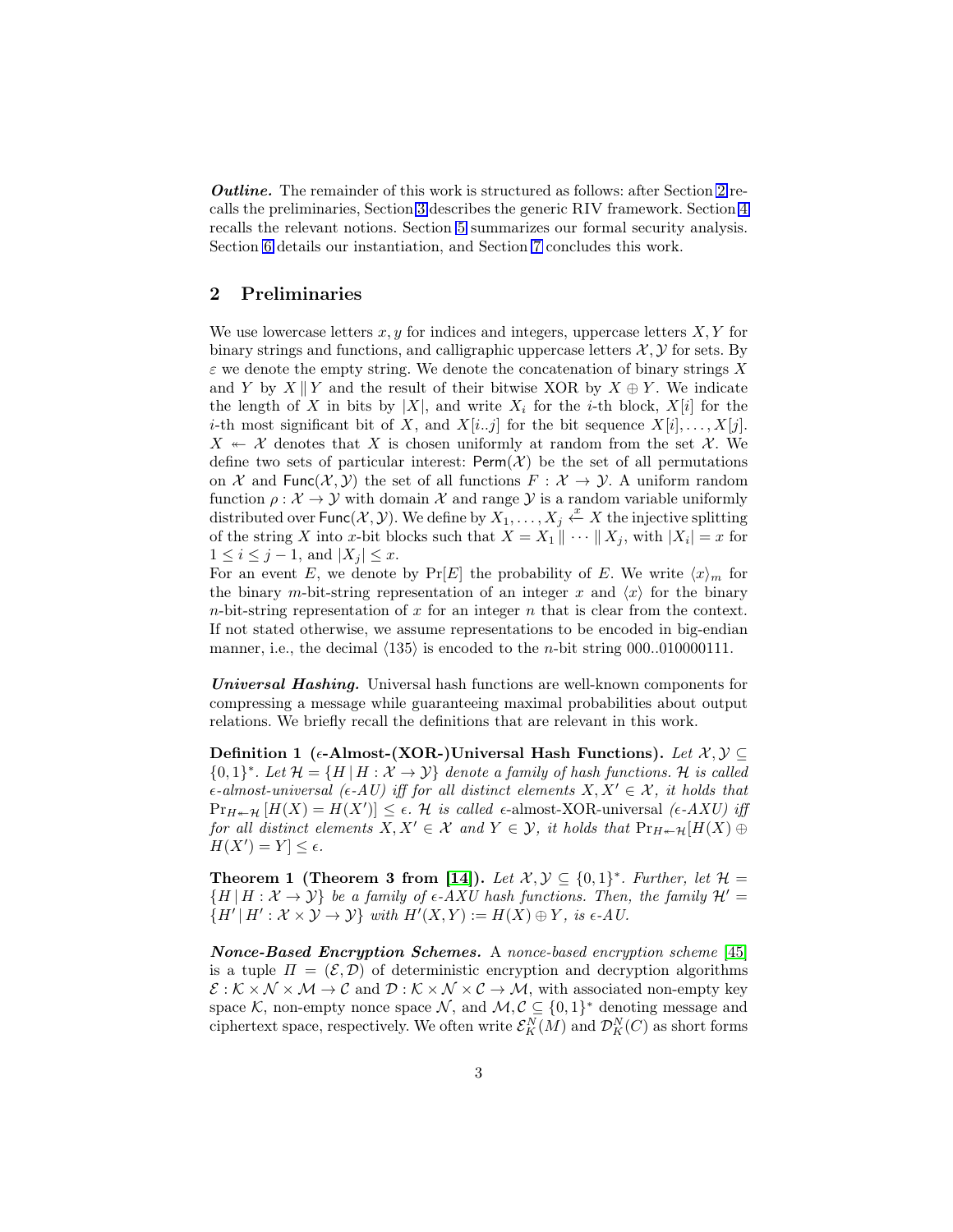***Outline.*** The remainder of this work is structured as follows: after Section 2 recalls the preliminaries, Section 3 describes the generic RIV framework. Section 4 recalls the relevant notions. Section 5 summarizes our formal security analysis. Section 6 details our instantiation, and Section 7 concludes this work.

## 2 Preliminaries

We use lowercase letters $x, y$ for indices and integers, uppercase letters $X, Y$ for binary strings and functions, and calligraphic uppercase letters $\mathcal{X}, \mathcal{Y}$ for sets. By $\varepsilon$ we denote the empty string. We denote the concatenation of binary strings $X$ and $Y$ by $X \,\|\, Y$ and the result of their bitwise XOR by $X \oplus Y$. We indicate the length of $X$ in bits by $|X|$, and write $X_i$ for the $i$-th block, $X[i]$ for the $i$-th most significant bit of $X$, and $X[i..j]$ for the bit sequence $X[i], \ldots, X[j]$. $X \twoheadleftarrow \mathcal{X}$ denotes that $X$ is chosen uniformly at random from the set $\mathcal{X}$. We define two sets of particular interest: $\mathsf{Perm}(\mathcal{X})$ be the set of all permutations on $\mathcal{X}$ and $\mathsf{Func}(\mathcal{X}, \mathcal{Y})$ the set of all functions $F : \mathcal{X} \to \mathcal{Y}$. A uniform random function $\rho : \mathcal{X} \to \mathcal{Y}$ with domain $\mathcal{X}$ and range $\mathcal{Y}$ is a random variable uniformly distributed over $\mathsf{Func}(\mathcal{X}, \mathcal{Y})$. We define by $X_1, \ldots, X_j \xleftarrow{x} X$ the injective splitting of the string $X$ into $x$-bit blocks such that $X = X_1 \,\|\, \cdots \,\|\, X_j$, with $|X_i| = x$ for $1 \leq i \leq j - 1$, and $|X_j| \leq x$.
For an event $E$, we denote by $\Pr[E]$ the probability of $E$. We write $\langle x \rangle_m$ for the binary $m$-bit-string representation of an integer $x$ and $\langle x \rangle$ for the binary $n$-bit-string representation of $x$ for an integer $n$ that is clear from the context. If not stated otherwise, we assume representations to be encoded in big-endian manner, i.e., the decimal $\langle 135 \rangle$ is encoded to the $n$-bit string 000..010000111.

***Universal Hashing.*** Universal hash functions are well-known components for compressing a message while guaranteeing maximal probabilities about output relations. We briefly recall the definitions that are relevant in this work.

**Definition 1 ($\epsilon$-Almost-(XOR-)Universal Hash Functions).** *Let $\mathcal{X}, \mathcal{Y} \subseteq \{0,1\}^*$. Let $\mathcal{H} = \{H \,|\, H : \mathcal{X} \to \mathcal{Y}\}$ denote a family of hash functions. $\mathcal{H}$ is called $\epsilon$-almost-universal ($\epsilon$-AU) iff for all distinct elements $X, X' \in \mathcal{X}$, it holds that $\Pr_{H \twoheadleftarrow \mathcal{H}}[H(X) = H(X')] \leq \epsilon$. $\mathcal{H}$ is called* $\epsilon$-almost-XOR-universal *($\epsilon$-AXU) iff for all distinct elements $X, X' \in \mathcal{X}$ and $Y \in \mathcal{Y}$, it holds that $\Pr_{H \twoheadleftarrow \mathcal{H}}[H(X) \oplus H(X') = Y] \leq \epsilon$.*

**Theorem 1 (Theorem 3 from [14]).** *Let $\mathcal{X}, \mathcal{Y} \subseteq \{0,1\}^*$. Further, let $\mathcal{H} = \{H \,|\, H : \mathcal{X} \to \mathcal{Y}\}$ be a family of $\epsilon$-AXU hash functions. Then, the family $\mathcal{H}' = \{H' \,|\, H' : \mathcal{X} \times \mathcal{Y} \to \mathcal{Y}\}$ with $H'(X, Y) := H(X) \oplus Y$, is $\epsilon$-AU.*

***Nonce-Based Encryption Schemes.*** A *nonce-based encryption scheme* [45] is a tuple $\Pi = (\mathcal{E}, \mathcal{D})$ of deterministic encryption and decryption algorithms $\mathcal{E} : \mathcal{K} \times \mathcal{N} \times \mathcal{M} \to \mathcal{C}$ and $\mathcal{D} : \mathcal{K} \times \mathcal{N} \times \mathcal{C} \to \mathcal{M}$, with associated non-empty key space $\mathcal{K}$, non-empty nonce space $\mathcal{N}$, and $\mathcal{M}, \mathcal{C} \subseteq \{0,1\}^*$ denoting message and ciphertext space, respectively. We often write $\mathcal{E}_K^N(M)$ and $\mathcal{D}_K^N(C)$ as short forms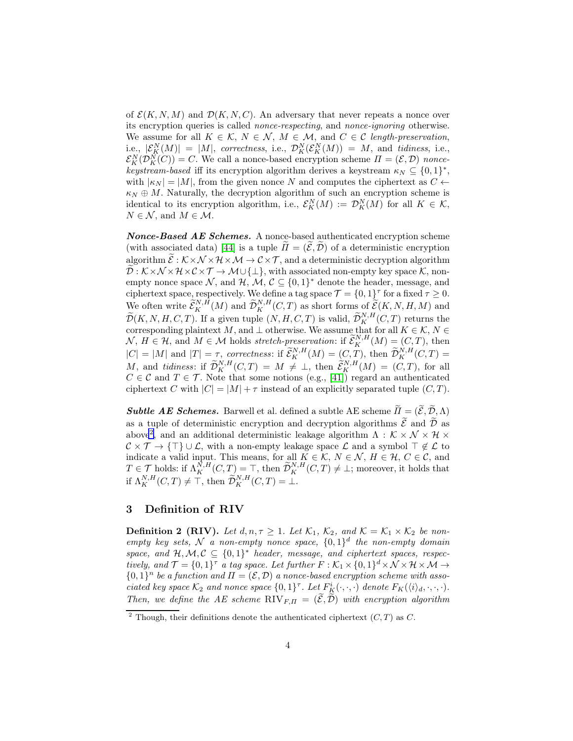of $\mathcal{E}(K, N, M)$ and $\mathcal{D}(K, N, C)$. An adversary that never repeats a nonce over its encryption queries is called *nonce-respecting*, and *nonce-ignoring* otherwise. We assume for all $K \in \mathcal{K}$, $N \in \mathcal{N}$, $M \in \mathcal{M}$, and $C \in \mathcal{C}$ *length-preservation*, i.e., $|\mathcal{E}_K^N(M)| = |M|$, *correctness*, i.e., $\mathcal{D}_K^N(\mathcal{E}_K^N(M)) = M$, and *tidiness*, i.e., $\mathcal{E}_K^N(\mathcal{D}_K^N(C)) = C$. We call a nonce-based encryption scheme $\Pi = (\mathcal{E}, \mathcal{D})$ *nonce-keystream-based* iff its encryption algorithm derives a keystream $\kappa_N \subseteq \{0,1\}^*$, with $|\kappa_N| = |M|$, from the given nonce $N$ and computes the ciphertext as $C \leftarrow \kappa_N \oplus M$. Naturally, the decryption algorithm of such an encryption scheme is identical to its encryption algorithm, i.e., $\mathcal{E}_K^N(M) := \mathcal{D}_K^N(M)$ for all $K \in \mathcal{K}$, $N \in \mathcal{N}$, and $M \in \mathcal{M}$.

***Nonce-Based AE Schemes.*** A nonce-based authenticated encryption scheme (with associated data) [44] is a tuple $\widetilde{\Pi} = (\widetilde{\mathcal{E}}, \widetilde{\mathcal{D}})$ of a deterministic encryption algorithm $\widetilde{\mathcal{E}} : \mathcal{K} \times \mathcal{N} \times \mathcal{H} \times \mathcal{M} \to \mathcal{C} \times \mathcal{T}$, and a deterministic decryption algorithm $\widetilde{\mathcal{D}} : \mathcal{K} \times \mathcal{N} \times \mathcal{H} \times \mathcal{C} \times \mathcal{T} \to \mathcal{M} \cup \{\bot\}$, with associated non-empty key space $\mathcal{K}$, non-empty nonce space $\mathcal{N}$, and $\mathcal{H}$, $\mathcal{M}$, $\mathcal{C} \subseteq \{0,1\}^*$ denote the header, message, and ciphertext space, respectively. We define a tag space $\mathcal{T} = \{0,1\}^\tau$ for a fixed $\tau \geq 0$. We often write $\widetilde{\mathcal{E}}_K^{N,H}(M)$ and $\widetilde{\mathcal{D}}_K^{N,H}(C,T)$ as short forms of $\widetilde{\mathcal{E}}(K,N,H,M)$ and $\widetilde{\mathcal{D}}(K,N,H,C,T)$. If a given tuple $(N,H,C,T)$ is valid, $\widetilde{\mathcal{D}}_K^{N,H}(C,T)$ returns the corresponding plaintext $M$, and $\bot$ otherwise. We assume that for all $K \in \mathcal{K}$, $N \in \mathcal{N}$, $H \in \mathcal{H}$, and $M \in \mathcal{M}$ holds *stretch-preservation*: if $\widetilde{\mathcal{E}}_K^{N,H}(M) = (C,T)$, then $|C| = |M|$ and $|T| = \tau$, *correctness*: if $\widetilde{\mathcal{E}}_K^{N,H}(M) = (C,T)$, then $\widetilde{\mathcal{D}}_K^{N,H}(C,T) = M$, and *tidiness*: if $\widetilde{\mathcal{D}}_K^{N,H}(C,T) = M \neq \bot$, then $\widetilde{\mathcal{E}}_K^{N,H}(M) = (C,T)$, for all $C \in \mathcal{C}$ and $T \in \mathcal{T}$. Note that some notions (e.g., [41]) regard an authenticated ciphertext $C$ with $|C| = |M| + \tau$ instead of an explicitly separated tuple $(C,T)$.

***Subtle AE Schemes.*** Barwell et al. defined a subtle AE scheme $\widetilde{\Pi} = (\widetilde{\mathcal{E}}, \widetilde{\mathcal{D}}, \Lambda)$ as a tuple of deterministic encryption and decryption algorithms $\widetilde{\mathcal{E}}$ and $\widetilde{\mathcal{D}}$ as above[2], and an additional deterministic leakage algorithm $\Lambda : \mathcal{K} \times \mathcal{N} \times \mathcal{H} \times \mathcal{C} \times \mathcal{T} \to \{\top\} \cup \mathcal{L}$, with a non-empty leakage space $\mathcal{L}$ and a symbol $\top \notin \mathcal{L}$ to indicate a valid input. This means, for all $K \in \mathcal{K}$, $N \in \mathcal{N}$, $H \in \mathcal{H}$, $C \in \mathcal{C}$, and $T \in \mathcal{T}$ holds: if $\Lambda_K^{N,H}(C,T) = \top$, then $\widetilde{\mathcal{D}}_K^{N,H}(C,T) \neq \bot$; moreover, it holds that if $\Lambda_K^{N,H}(C,T) \neq \top$, then $\widetilde{\mathcal{D}}_K^{N,H}(C,T) = \bot$.

## 3 Definition of RIV

**Definition 2 (RIV).** *Let $d, n, \tau \geq 1$. Let $\mathcal{K}_1$, $\mathcal{K}_2$, and $\mathcal{K} = \mathcal{K}_1 \times \mathcal{K}_2$ be non-empty key sets, $\mathcal{N}$ a non-empty nonce space, $\{0,1\}^d$ the non-empty domain space, and $\mathcal{H}, \mathcal{M}, \mathcal{C} \subseteq \{0,1\}^*$ header, message, and ciphertext spaces, respectively, and $\mathcal{T} = \{0,1\}^\tau$ a tag space. Let further $F : \mathcal{K}_1 \times \{0,1\}^d \times \mathcal{N} \times \mathcal{H} \times \mathcal{M} \to \{0,1\}^n$ be a function and $\Pi = (\mathcal{E}, \mathcal{D})$ a nonce-based encryption scheme with associated key space $\mathcal{K}_2$ and nonce space $\{0,1\}^\tau$. Let $F_K^i(\cdot,\cdot,\cdot)$ denote $F_K(\langle i \rangle_d, \cdot, \cdot, \cdot)$. Then, we define the AE scheme $\mathrm{RIV}_{F,\Pi} = (\widetilde{\mathcal{E}}, \widetilde{\mathcal{D}})$ with encryption algorithm*

[2] Though, their definitions denote the authenticated ciphertext $(C,T)$ as $C$.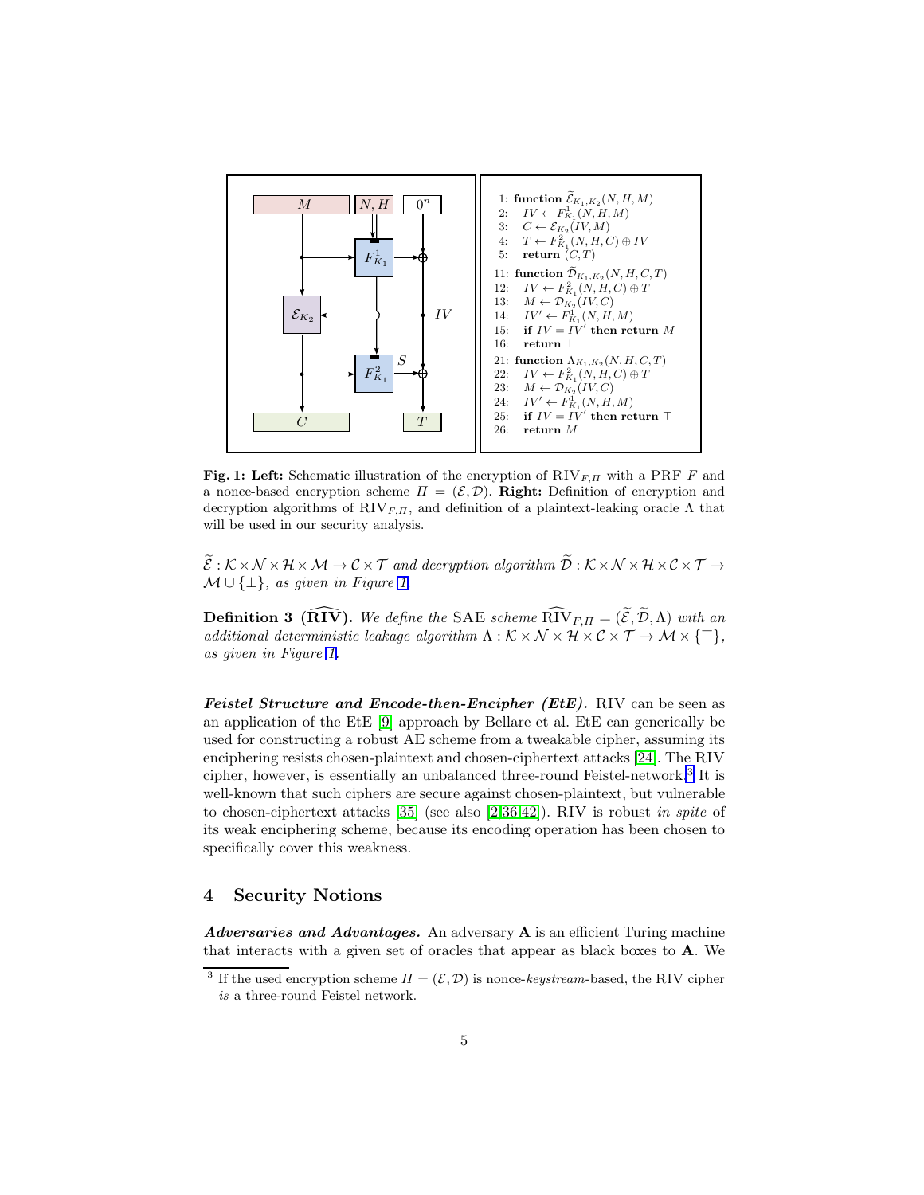```
1:  function Ẽ_{K1,K2}(N, H, M)
2:    IV ← F^1_{K1}(N, H, M)
3:    C ← E_{K2}(IV, M)
4:    T ← F^2_{K1}(N, H, C) ⊕ IV
5:    return (C, T)

11: function D̃_{K1,K2}(N, H, C, T)
12:   IV ← F^2_{K1}(N, H, C) ⊕ T
13:   M ← D_{K2}(IV, C)
14:   IV' ← F^1_{K1}(N, H, M)
15:   if IV = IV' then return M
16:   return ⊥

21: function Λ_{K1,K2}(N, H, C, T)
22:   IV ← F^2_{K1}(N, H, C) ⊕ T
23:   M ← D_{K2}(IV, C)
24:   IV' ← F^1_{K1}(N, H, M)
25:   if IV = IV' then return ⊤
26:   return M
```

**Fig. 1: Left:** Schematic illustration of the encryption of $\mathrm{RIV}_{F,\Pi}$ with a PRF $F$ and a nonce-based encryption scheme $\Pi = (\mathcal{E}, \mathcal{D})$. **Right:** Definition of encryption and decryption algorithms of $\mathrm{RIV}_{F,\Pi}$, and definition of a plaintext-leaking oracle $\Lambda$ that will be used in our security analysis.

$\widetilde{\mathcal{E}} : \mathcal{K} \times \mathcal{N} \times \mathcal{H} \times \mathcal{M} \to \mathcal{C} \times \mathcal{T}$ *and decryption algorithm* $\widetilde{\mathcal{D}} : \mathcal{K} \times \mathcal{N} \times \mathcal{H} \times \mathcal{C} \times \mathcal{T} \to \mathcal{M} \cup \{\perp\}$*, as given in Figure 1.*

**Definition 3 ($\widehat{\mathbf{RIV}}$).** *We define the* SAE *scheme* $\widehat{\mathrm{RIV}}_{F,\Pi} = (\widetilde{\mathcal{E}}, \widetilde{\mathcal{D}}, \Lambda)$ *with an additional deterministic leakage algorithm* $\Lambda : \mathcal{K} \times \mathcal{N} \times \mathcal{H} \times \mathcal{C} \times \mathcal{T} \to \mathcal{M} \times \{\top\}$*, as given in Figure 1.*

***Feistel Structure and Encode-then-Encipher (EtE).*** RIV can be seen as an application of the EtE [9] approach by Bellare et al. EtE can generically be used for constructing a robust AE scheme from a tweakable cipher, assuming its enciphering resists chosen-plaintext and chosen-ciphertext attacks [24]. The RIV cipher, however, is essentially an unbalanced three-round Feistel-network.[3] It is well-known that such ciphers are secure against chosen-plaintext, but vulnerable to chosen-ciphertext attacks [35] (see also [2,36,42]). RIV is robust *in spite* of its weak enciphering scheme, because its encoding operation has been chosen to specifically cover this weakness.

## 4 Security Notions

***Adversaries and Advantages.*** An adversary $\mathbf{A}$ is an efficient Turing machine that interacts with a given set of oracles that appear as black boxes to $\mathbf{A}$. We

[3] If the used encryption scheme $\Pi = (\mathcal{E}, \mathcal{D})$ is nonce-*keystream*-based, the RIV cipher *is* a three-round Feistel network.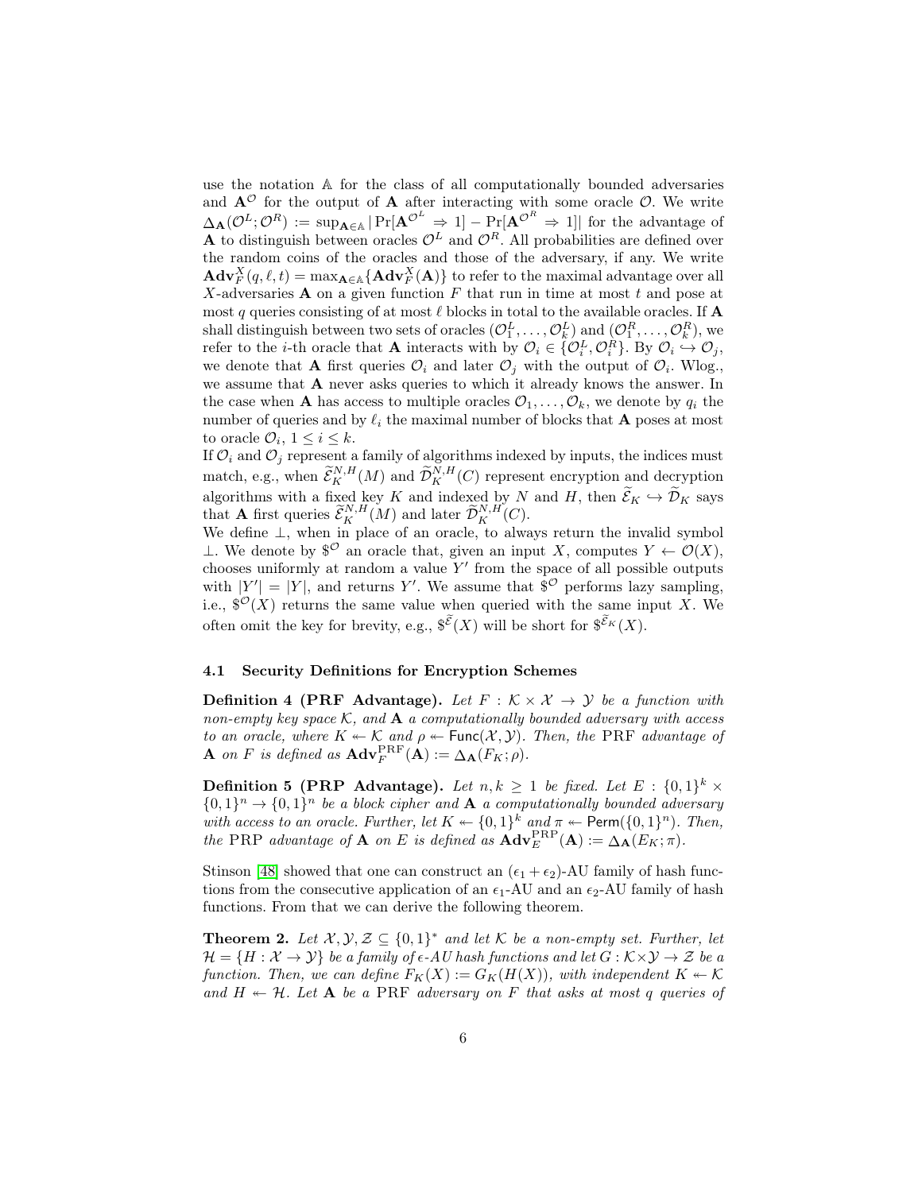use the notation $\mathbb{A}$ for the class of all computationally bounded adversaries and $\mathbf{A}^{\mathcal{O}}$ for the output of $\mathbf{A}$ after interacting with some oracle $\mathcal{O}$. We write $\Delta_{\mathbf{A}}(\mathcal{O}^L; \mathcal{O}^R) := \sup_{\mathbf{A} \in \mathbb{A}} |\Pr[\mathbf{A}^{\mathcal{O}^L} \Rightarrow 1] - \Pr[\mathbf{A}^{\mathcal{O}^R} \Rightarrow 1]|$ for the advantage of $\mathbf{A}$ to distinguish between oracles $\mathcal{O}^L$ and $\mathcal{O}^R$. All probabilities are defined over the random coins of the oracles and those of the adversary, if any. We write $\mathbf{Adv}_F^X(q, \ell, t) = \max_{\mathbf{A} \in \mathbb{A}} \{\mathbf{Adv}_F^X(\mathbf{A})\}$ to refer to the maximal advantage over all $X$-adversaries $\mathbf{A}$ on a given function $F$ that run in time at most $t$ and pose at most $q$ queries consisting of at most $\ell$ blocks in total to the available oracles. If $\mathbf{A}$ shall distinguish between two sets of oracles $(\mathcal{O}_1^L, \ldots, \mathcal{O}_k^L)$ and $(\mathcal{O}_1^R, \ldots, \mathcal{O}_k^R)$, we refer to the $i$-th oracle that $\mathbf{A}$ interacts with by $\mathcal{O}_i \in \{\mathcal{O}_i^L, \mathcal{O}_i^R\}$. By $\mathcal{O}_i \hookrightarrow \mathcal{O}_j$, we denote that $\mathbf{A}$ first queries $\mathcal{O}_i$ and later $\mathcal{O}_j$ with the output of $\mathcal{O}_i$. Wlog., we assume that $\mathbf{A}$ never asks queries to which it already knows the answer. In the case when $\mathbf{A}$ has access to multiple oracles $\mathcal{O}_1, \ldots, \mathcal{O}_k$, we denote by $q_i$ the number of queries and by $\ell_i$ the maximal number of blocks that $\mathbf{A}$ poses at most to oracle $\mathcal{O}_i$, $1 \leq i \leq k$.

If $\mathcal{O}_i$ and $\mathcal{O}_j$ represent a family of algorithms indexed by inputs, the indices must match, e.g., when $\widetilde{\mathcal{E}}_K^{N,H}(M)$ and $\widetilde{\mathcal{D}}_K^{N,H}(C)$ represent encryption and decryption algorithms with a fixed key $K$ and indexed by $N$ and $H$, then $\widetilde{\mathcal{E}}_K \hookrightarrow \widetilde{\mathcal{D}}_K$ says that $\mathbf{A}$ first queries $\widetilde{\mathcal{E}}_K^{N,H}(M)$ and later $\widetilde{\mathcal{D}}_K^{N,H}(C)$.

We define $\perp$, when in place of an oracle, to always return the invalid symbol $\perp$. We denote by $\$^{\mathcal{O}}$ an oracle that, given an input $X$, computes $Y \leftarrow \mathcal{O}(X)$, chooses uniformly at random a value $Y'$ from the space of all possible outputs with $|Y'| = |Y|$, and returns $Y'$. We assume that $\$^{\mathcal{O}}$ performs lazy sampling, i.e., $\$^{\mathcal{O}}(X)$ returns the same value when queried with the same input $X$. We often omit the key for brevity, e.g., $\$^{\widetilde{\mathcal{E}}}(X)$ will be short for $\$^{\widetilde{\mathcal{E}}_K}(X)$.

### 4.1 Security Definitions for Encryption Schemes

**Definition 4 (PRF Advantage).** *Let $F : \mathcal{K} \times \mathcal{X} \to \mathcal{Y}$ be a function with non-empty key space $\mathcal{K}$, and $\mathbf{A}$ a computationally bounded adversary with access to an oracle, where $K \twoheadleftarrow \mathcal{K}$ and $\rho \twoheadleftarrow \mathsf{Func}(\mathcal{X}, \mathcal{Y})$. Then, the* PRF *advantage of $\mathbf{A}$ on $F$ is defined as $\mathbf{Adv}_F^{\mathrm{PRF}}(\mathbf{A}) := \Delta_{\mathbf{A}}(F_K; \rho)$.*

**Definition 5 (PRP Advantage).** *Let $n, k \geq 1$ be fixed. Let $E : \{0,1\}^k \times \{0,1\}^n \to \{0,1\}^n$ be a block cipher and $\mathbf{A}$ a computationally bounded adversary with access to an oracle. Further, let $K \twoheadleftarrow \{0,1\}^k$ and $\pi \twoheadleftarrow \mathsf{Perm}(\{0,1\}^n)$. Then, the* PRP *advantage of $\mathbf{A}$ on $E$ is defined as $\mathbf{Adv}_E^{\mathrm{PRP}}(\mathbf{A}) := \Delta_{\mathbf{A}}(E_K; \pi)$.*

Stinson [48] showed that one can construct an $(\epsilon_1 + \epsilon_2)$-AU family of hash functions from the consecutive application of an $\epsilon_1$-AU and an $\epsilon_2$-AU family of hash functions. From that we can derive the following theorem.

**Theorem 2.** *Let $\mathcal{X}, \mathcal{Y}, \mathcal{Z} \subseteq \{0,1\}^*$ and let $\mathcal{K}$ be a non-empty set. Further, let $\mathcal{H} = \{H : \mathcal{X} \to \mathcal{Y}\}$ be a family of $\epsilon$-AU hash functions and let $G : \mathcal{K} \times \mathcal{Y} \to \mathcal{Z}$ be a function. Then, we can define $F_K(X) := G_K(H(X))$, with independent $K \twoheadleftarrow \mathcal{K}$ and $H \twoheadleftarrow \mathcal{H}$. Let $\mathbf{A}$ be a* PRF *adversary on $F$ that asks at most $q$ queries of*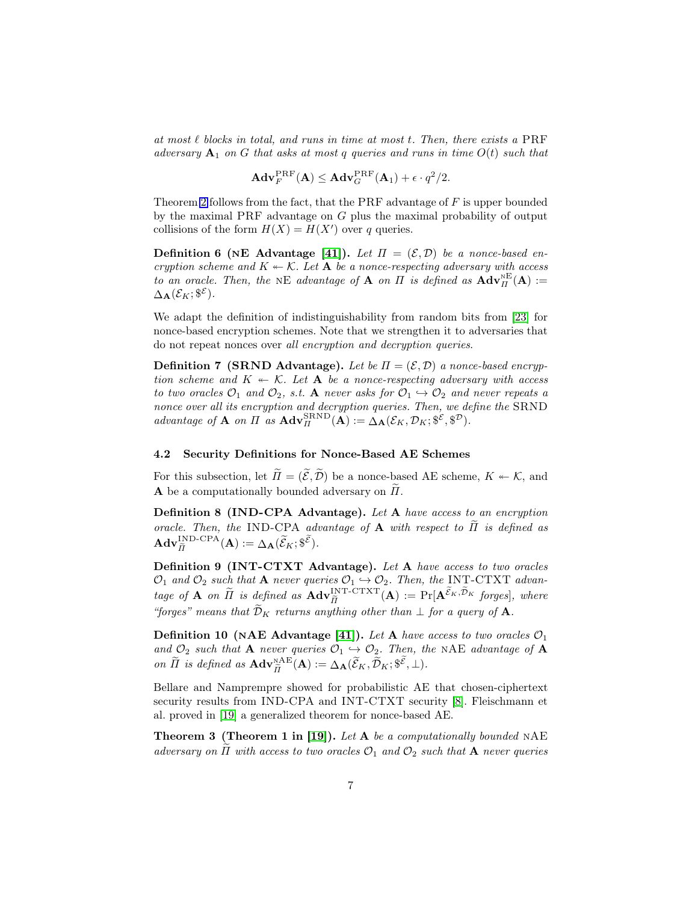*at most $\ell$ blocks in total, and runs in time at most $t$. Then, there exists a* PRF *adversary* $\mathbf{A}_1$ *on* $G$ *that asks at most* $q$ *queries and runs in time* $O(t)$ *such that*

$$\mathbf{Adv}_F^{\mathrm{PRF}}(\mathbf{A}) \leq \mathbf{Adv}_G^{\mathrm{PRF}}(\mathbf{A}_1) + \epsilon \cdot q^2/2.$$

Theorem 2 follows from the fact, that the PRF advantage of $F$ is upper bounded by the maximal PRF advantage on $G$ plus the maximal probability of output collisions of the form $H(X) = H(X')$ over $q$ queries.

**Definition 6 (nE Advantage [41]).** *Let* $\Pi = (\mathcal{E}, \mathcal{D})$ *be a nonce-based encryption scheme and* $K \twoheadleftarrow \mathcal{K}$*. Let* $\mathbf{A}$ *be a nonce-respecting adversary with access to an oracle. Then, the* nE *advantage of* $\mathbf{A}$ *on* $\Pi$ *is defined as* $\mathbf{Adv}_{\Pi}^{\mathrm{nE}}(\mathbf{A}) := \Delta_{\mathbf{A}}(\mathcal{E}_K; \$^{\mathcal{E}})$.

We adapt the definition of indistinguishability from random bits from [23] for nonce-based encryption schemes. Note that we strengthen it to adversaries that do not repeat nonces over *all encryption and decryption queries*.

**Definition 7 (SRND Advantage).** *Let be* $\Pi = (\mathcal{E}, \mathcal{D})$ *a nonce-based encryption scheme and* $K \twoheadleftarrow \mathcal{K}$*. Let* $\mathbf{A}$ *be a nonce-respecting adversary with access to two oracles* $\mathcal{O}_1$ *and* $\mathcal{O}_2$*, s.t.* $\mathbf{A}$ *never asks for* $\mathcal{O}_1 \hookrightarrow \mathcal{O}_2$ *and never repeats a nonce over all its encryption and decryption queries. Then, we define the* SRND *advantage of* $\mathbf{A}$ *on* $\Pi$ *as* $\mathbf{Adv}_{\Pi}^{\mathrm{SRND}}(\mathbf{A}) := \Delta_{\mathbf{A}}(\mathcal{E}_K, \mathcal{D}_K; \$^{\mathcal{E}}, \$^{\mathcal{D}})$.

### 4.2 Security Definitions for Nonce-Based AE Schemes

For this subsection, let $\widetilde{\Pi} = (\widetilde{\mathcal{E}}, \widetilde{\mathcal{D}})$ be a nonce-based AE scheme, $K \twoheadleftarrow \mathcal{K}$, and $\mathbf{A}$ be a computationally bounded adversary on $\widetilde{\Pi}$.

**Definition 8 (IND-CPA Advantage).** *Let* $\mathbf{A}$ *have access to an encryption oracle. Then, the* IND-CPA *advantage of* $\mathbf{A}$ *with respect to* $\widetilde{\Pi}$ *is defined as* $\mathbf{Adv}_{\widetilde{\Pi}}^{\mathrm{IND\text{-}CPA}}(\mathbf{A}) := \Delta_{\mathbf{A}}(\widetilde{\mathcal{E}}_K; \$^{\widetilde{\mathcal{E}}})$.

**Definition 9 (INT-CTXT Advantage).** *Let* $\mathbf{A}$ *have access to two oracles* $\mathcal{O}_1$ *and* $\mathcal{O}_2$ *such that* $\mathbf{A}$ *never queries* $\mathcal{O}_1 \hookrightarrow \mathcal{O}_2$*. Then, the* INT-CTXT *advantage of* $\mathbf{A}$ *on* $\widetilde{\Pi}$ *is defined as* $\mathbf{Adv}_{\widetilde{\Pi}}^{\mathrm{INT\text{-}CTXT}}(\mathbf{A}) := \Pr[\mathbf{A}^{\widetilde{\mathcal{E}}_K, \widetilde{\mathcal{D}}_K} \text{ forges}]$*, where "forges" means that* $\widetilde{\mathcal{D}}_K$ *returns anything other than* $\perp$ *for a query of* $\mathbf{A}$*.*

**Definition 10 (nAE Advantage [41]).** *Let* $\mathbf{A}$ *have access to two oracles* $\mathcal{O}_1$ *and* $\mathcal{O}_2$ *such that* $\mathbf{A}$ *never queries* $\mathcal{O}_1 \hookrightarrow \mathcal{O}_2$*. Then, the* nAE *advantage of* $\mathbf{A}$ *on* $\widetilde{\Pi}$ *is defined as* $\mathbf{Adv}_{\widetilde{\Pi}}^{\mathrm{nAE}}(\mathbf{A}) := \Delta_{\mathbf{A}}(\widetilde{\mathcal{E}}_K, \widetilde{\mathcal{D}}_K; \$^{\widetilde{\mathcal{E}}}, \perp)$.

Bellare and Namprempre showed for probabilistic AE that chosen-ciphertext security results from IND-CPA and INT-CTXT security [8]. Fleischmann et al. proved in [19] a generalized theorem for nonce-based AE.

**Theorem 3 (Theorem 1 in [19]).** *Let* $\mathbf{A}$ *be a computationally bounded* nAE *adversary on* $\widetilde{\Pi}$ *with access to two oracles* $\mathcal{O}_1$ *and* $\mathcal{O}_2$ *such that* $\mathbf{A}$ *never queries*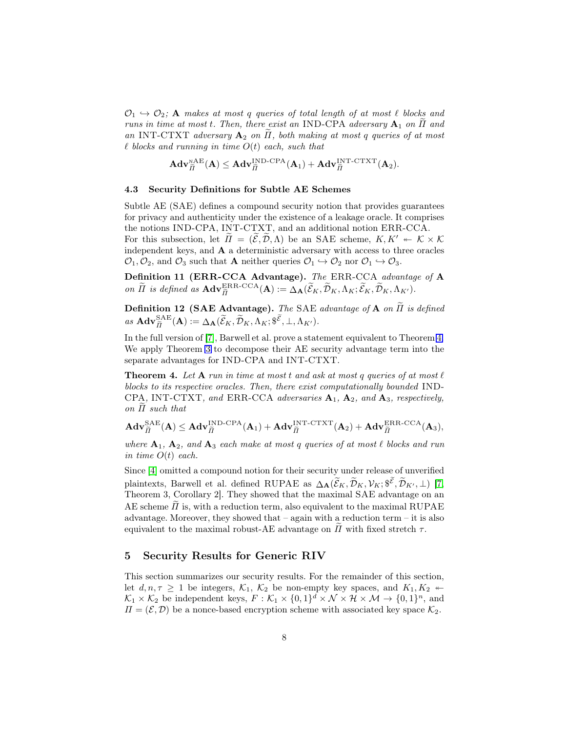$\mathcal{O}_1 \hookrightarrow \mathcal{O}_2$; **A** *makes at most* $q$ *queries of total length of at most* $\ell$ *blocks and runs in time at most* $t$. *Then, there exist an* IND-CPA *adversary* $\mathbf{A}_1$ *on* $\widetilde{\Pi}$ *and an* INT-CTXT *adversary* $\mathbf{A}_2$ *on* $\widetilde{\Pi}$, *both making at most* $q$ *queries of at most* $\ell$ *blocks and running in time* $O(t)$ *each, such that*

$$\mathbf{Adv}^{\text{NAE}}_{\widetilde{\Pi}}(\mathbf{A}) \leq \mathbf{Adv}^{\text{IND-CPA}}_{\widetilde{\Pi}}(\mathbf{A}_1) + \mathbf{Adv}^{\text{INT-CTXT}}_{\widetilde{\Pi}}(\mathbf{A}_2).$$

### 4.3 Security Definitions for Subtle AE Schemes

Subtle AE (SAE) defines a compound security notion that provides guarantees for privacy and authenticity under the existence of a leakage oracle. It comprises the notions IND-CPA, INT-CTXT, and an additional notion ERR-CCA.
For this subsection, let $\widetilde{\Pi} = (\widetilde{\mathcal{E}}, \widetilde{\mathcal{D}}, \Lambda)$ be an SAE scheme, $K, K' \twoheadleftarrow \mathcal{K} \times \mathcal{K}$ independent keys, and **A** a deterministic adversary with access to three oracles $\mathcal{O}_1, \mathcal{O}_2$, and $\mathcal{O}_3$ such that **A** neither queries $\mathcal{O}_1 \hookrightarrow \mathcal{O}_2$ nor $\mathcal{O}_1 \hookrightarrow \mathcal{O}_3$.

**Definition 11 (ERR-CCA Advantage).** *The* ERR-CCA *advantage of* **A** *on* $\widetilde{\Pi}$ *is defined as* $\mathbf{Adv}^{\text{ERR-CCA}}_{\widetilde{\Pi}}(\mathbf{A}) := \Delta_{\mathbf{A}}(\widetilde{\mathcal{E}}_K, \widetilde{\mathcal{D}}_K, \Lambda_K; \widetilde{\mathcal{E}}_K, \widetilde{\mathcal{D}}_K, \Lambda_{K'})$.

**Definition 12 (SAE Advantage).** *The* SAE *advantage of* **A** *on* $\widetilde{\Pi}$ *is defined as* $\mathbf{Adv}^{\text{SAE}}_{\widetilde{\Pi}}(\mathbf{A}) := \Delta_{\mathbf{A}}(\widetilde{\mathcal{E}}_K, \widetilde{\mathcal{D}}_K, \Lambda_K; \$^{\widetilde{\mathcal{E}}}, \bot, \Lambda_{K'})$.

In the full version of [7], Barwell et al. prove a statement equivalent to Theorem 4. We apply Theorem 3 to decompose their AE security advantage term into the separate advantages for IND-CPA and INT-CTXT.

**Theorem 4.** *Let* **A** *run in time at most* $t$ *and ask at most* $q$ *queries of at most* $\ell$ *blocks to its respective oracles. Then, there exist computationally bounded* IND-CPA, INT-CTXT, *and* ERR-CCA *adversaries* $\mathbf{A}_1$, $\mathbf{A}_2$, *and* $\mathbf{A}_3$, *respectively, on* $\widetilde{\Pi}$ *such that*

$$\mathbf{Adv}^{\text{SAE}}_{\widetilde{\Pi}}(\mathbf{A}) \leq \mathbf{Adv}^{\text{IND-CPA}}_{\widetilde{\Pi}}(\mathbf{A}_1) + \mathbf{Adv}^{\text{INT-CTXT}}_{\widetilde{\Pi}}(\mathbf{A}_2) + \mathbf{Adv}^{\text{ERR-CCA}}_{\widetilde{\Pi}}(\mathbf{A}_3),$$

*where* $\mathbf{A}_1$, $\mathbf{A}_2$, *and* $\mathbf{A}_3$ *each make at most* $q$ *queries of at most* $\ell$ *blocks and run in time* $O(t)$ *each.*

Since [4] omitted a compound notion for their security under release of unverified plaintexts, Barwell et al. defined RUPAE as $\Delta_{\mathbf{A}}(\widetilde{\mathcal{E}}_K, \widetilde{\mathcal{D}}_K, \mathcal{V}_K; \$^{\widetilde{\mathcal{E}}}, \widetilde{\mathcal{D}}_{K'}, \bot)$ [7, Theorem 3, Corollary 2]. They showed that the maximal SAE advantage on an AE scheme $\widetilde{\Pi}$ is, with a reduction term, also equivalent to the maximal RUPAE advantage. Moreover, they showed that – again with a reduction term – it is also equivalent to the maximal robust-AE advantage on $\widetilde{\Pi}$ with fixed stretch $\tau$.

## 5 Security Results for Generic RIV

This section summarizes our security results. For the remainder of this section, let $d, n, \tau \geq 1$ be integers, $\mathcal{K}_1$, $\mathcal{K}_2$ be non-empty key spaces, and $K_1, K_2 \twoheadleftarrow \mathcal{K}_1 \times \mathcal{K}_2$ be independent keys, $F : \mathcal{K}_1 \times \{0,1\}^d \times \mathcal{N} \times \mathcal{H} \times \mathcal{M} \to \{0,1\}^n$, and $\Pi = (\mathcal{E}, \mathcal{D})$ be a nonce-based encryption scheme with associated key space $\mathcal{K}_2$.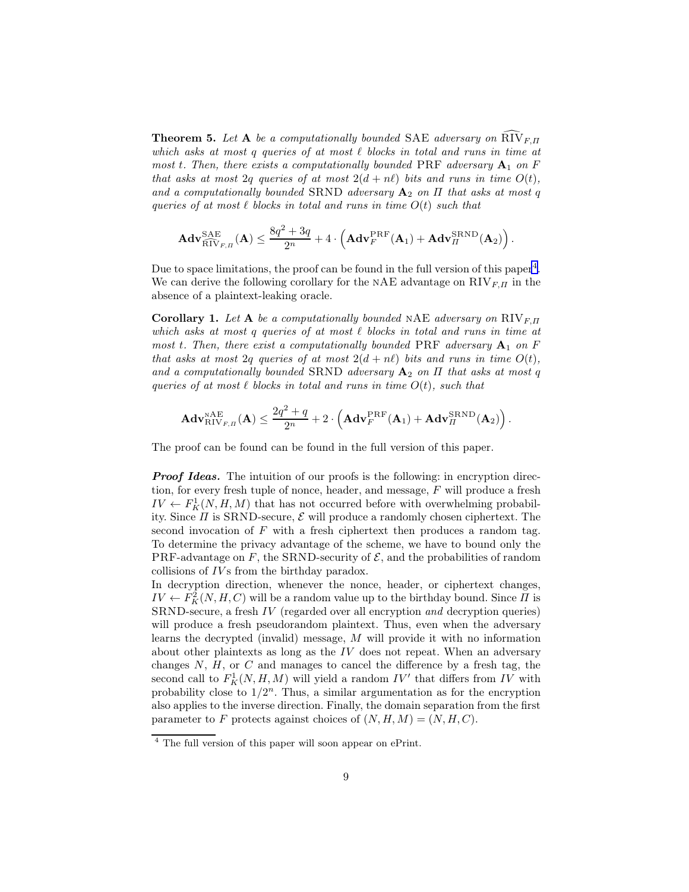**Theorem 5.** *Let* $\mathbf{A}$ *be a computationally bounded* SAE *adversary on* $\widehat{\text{RIV}}_{F,\Pi}$ *which asks at most* $q$ *queries of at most* $\ell$ *blocks in total and runs in time at most* $t$. *Then, there exists a computationally bounded* PRF *adversary* $\mathbf{A}_1$ *on* $F$ *that asks at most* $2q$ *queries of at most* $2(d + n\ell)$ *bits and runs in time* $O(t)$, *and a computationally bounded* SRND *adversary* $\mathbf{A}_2$ *on* $\Pi$ *that asks at most* $q$ *queries of at most* $\ell$ *blocks in total and runs in time* $O(t)$ *such that*

$$\mathbf{Adv}^{\mathrm{SAE}}_{\widehat{\mathrm{RIV}}_{F,\Pi}}(\mathbf{A}) \leq \frac{8q^2 + 3q}{2^n} + 4 \cdot \left( \mathbf{Adv}^{\mathrm{PRF}}_{F}(\mathbf{A}_1) + \mathbf{Adv}^{\mathrm{SRND}}_{\Pi}(\mathbf{A}_2) \right).$$

Due to space limitations, the proof can be found in the full version of this paper[4]. We can derive the following corollary for the nAE advantage on $\mathrm{RIV}_{F,\Pi}$ in the absence of a plaintext-leaking oracle.

**Corollary 1.** *Let* $\mathbf{A}$ *be a computationally bounded* nAE *adversary on* $\mathrm{RIV}_{F,\Pi}$ *which asks at most* $q$ *queries of at most* $\ell$ *blocks in total and runs in time at most* $t$. *Then, there exist a computationally bounded* PRF *adversary* $\mathbf{A}_1$ *on* $F$ *that asks at most* $2q$ *queries of at most* $2(d + n\ell)$ *bits and runs in time* $O(t)$, *and a computationally bounded* SRND *adversary* $\mathbf{A}_2$ *on* $\Pi$ *that asks at most* $q$ *queries of at most* $\ell$ *blocks in total and runs in time* $O(t)$, *such that*

$$\mathbf{Adv}^{\mathrm{nAE}}_{\mathrm{RIV}_{F,\Pi}}(\mathbf{A}) \leq \frac{2q^2 + q}{2^n} + 2 \cdot \left( \mathbf{Adv}^{\mathrm{PRF}}_{F}(\mathbf{A}_1) + \mathbf{Adv}^{\mathrm{SRND}}_{\Pi}(\mathbf{A}_2) \right).$$

The proof can be found can be found in the full version of this paper.

***Proof Ideas.*** The intuition of our proofs is the following: in encryption direction, for every fresh tuple of nonce, header, and message, $F$ will produce a fresh $IV \leftarrow F^1_K(N, H, M)$ that has not occurred before with overwhelming probability. Since $\Pi$ is SRND-secure, $\mathcal{E}$ will produce a randomly chosen ciphertext. The second invocation of $F$ with a fresh ciphertext then produces a random tag. To determine the privacy advantage of the scheme, we have to bound only the PRF-advantage on $F$, the SRND-security of $\mathcal{E}$, and the probabilities of random collisions of $IV$s from the birthday paradox.

In decryption direction, whenever the nonce, header, or ciphertext changes, $IV \leftarrow F^2_K(N, H, C)$ will be a random value up to the birthday bound. Since $\Pi$ is SRND-secure, a fresh $IV$ (regarded over all encryption *and* decryption queries) will produce a fresh pseudorandom plaintext. Thus, even when the adversary learns the decrypted (invalid) message, $M$ will provide it with no information about other plaintexts as long as the $IV$ does not repeat. When an adversary changes $N$, $H$, or $C$ and manages to cancel the difference by a fresh tag, the second call to $F^1_K(N, H, M)$ will yield a random $IV'$ that differs from $IV$ with probability close to $1/2^n$. Thus, a similar argumentation as for the encryption also applies to the inverse direction. Finally, the domain separation from the first parameter to $F$ protects against choices of $(N, H, M) = (N, H, C)$.

[4] The full version of this paper will soon appear on ePrint.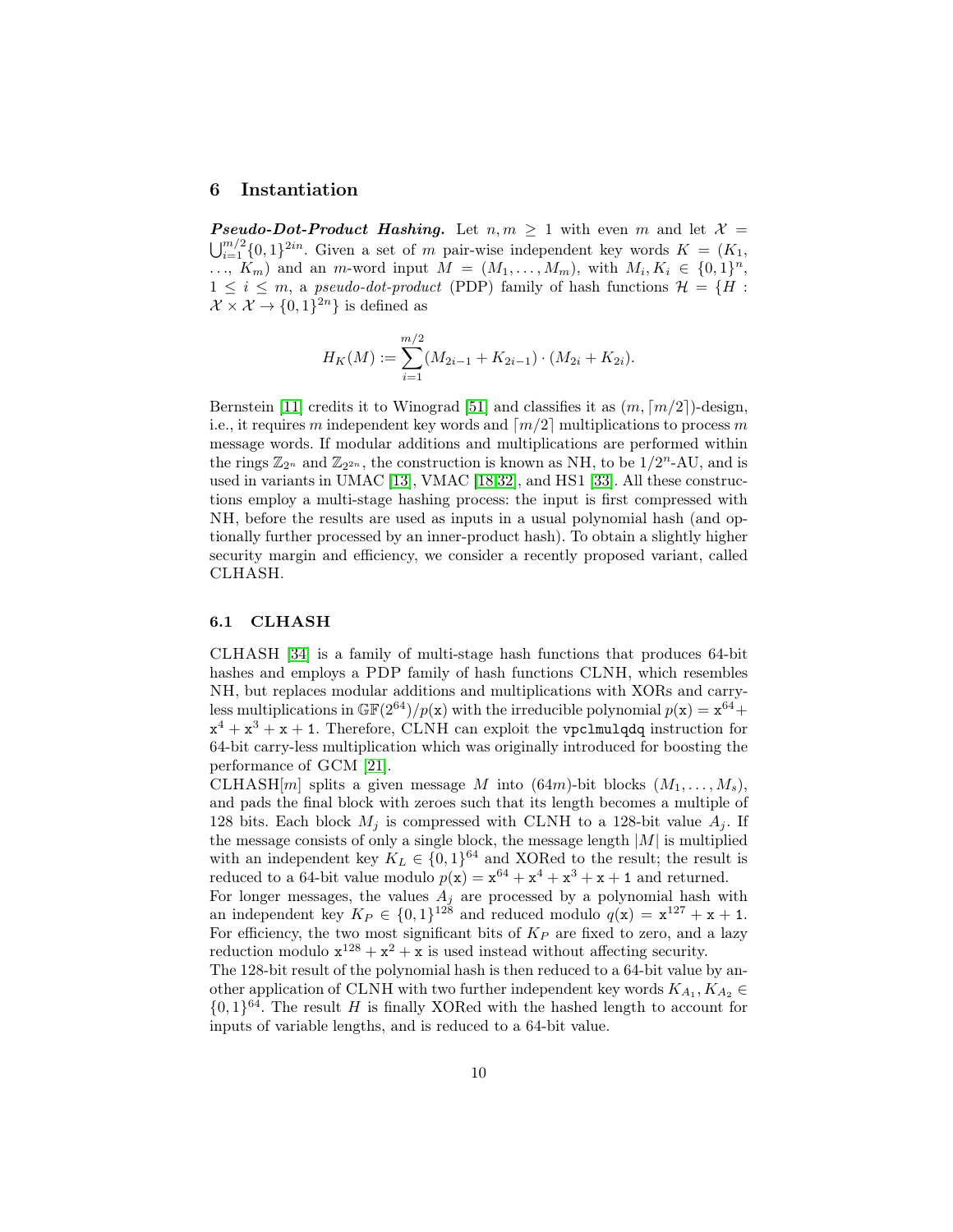# 6 Instantiation

***Pseudo-Dot-Product Hashing.*** Let $n, m \geq 1$ with even $m$ and let $\mathcal{X} = \bigcup_{i=1}^{m/2} \{0,1\}^{2in}$. Given a set of $m$ pair-wise independent key words $K = (K_1, \ldots, K_m)$ and an $m$-word input $M = (M_1, \ldots, M_m)$, with $M_i, K_i \in \{0,1\}^n$, $1 \leq i \leq m$, a *pseudo-dot-product* (PDP) family of hash functions $\mathcal{H} = \{H : \mathcal{X} \times \mathcal{X} \to \{0,1\}^{2n}\}$ is defined as

$$H_K(M) := \sum_{i=1}^{m/2} (M_{2i-1} + K_{2i-1}) \cdot (M_{2i} + K_{2i}).$$

Bernstein [11] credits it to Winograd [51] and classifies it as $(m, \lceil m/2 \rceil)$-design, i.e., it requires $m$ independent key words and $\lceil m/2 \rceil$ multiplications to process $m$ message words. If modular additions and multiplications are performed within the rings $\mathbb{Z}_{2^n}$ and $\mathbb{Z}_{2^{2n}}$, the construction is known as NH, to be $1/2^n$-AU, and is used in variants in UMAC [13], VMAC [18,32], and HS1 [33]. All these constructions employ a multi-stage hashing process: the input is first compressed with NH, before the results are used as inputs in a usual polynomial hash (and optionally further processed by an inner-product hash). To obtain a slightly higher security margin and efficiency, we consider a recently proposed variant, called CLHASH.

## 6.1 CLHASH

CLHASH [34] is a family of multi-stage hash functions that produces 64-bit hashes and employs a PDP family of hash functions CLNH, which resembles NH, but replaces modular additions and multiplications with XORs and carry-less multiplications in $\mathbb{GF}(2^{64})/p(\mathtt{x})$ with the irreducible polynomial $p(\mathtt{x}) = \mathtt{x}^{64} + \mathtt{x}^4 + \mathtt{x}^3 + \mathtt{x} + 1$. Therefore, CLNH can exploit the `vpclmulqdq` instruction for 64-bit carry-less multiplication which was originally introduced for boosting the performance of GCM [21].

CLHASH$[m]$ splits a given message $M$ into $(64m)$-bit blocks $(M_1, \ldots, M_s)$, and pads the final block with zeroes such that its length becomes a multiple of 128 bits. Each block $M_j$ is compressed with CLNH to a 128-bit value $A_j$. If the message consists of only a single block, the message length $|M|$ is multiplied with an independent key $K_L \in \{0,1\}^{64}$ and XORed to the result; the result is reduced to a 64-bit value modulo $p(\mathtt{x}) = \mathtt{x}^{64} + \mathtt{x}^4 + \mathtt{x}^3 + \mathtt{x} + 1$ and returned.

For longer messages, the values $A_j$ are processed by a polynomial hash with an independent key $K_P \in \{0,1\}^{128}$ and reduced modulo $q(\mathtt{x}) = \mathtt{x}^{127} + \mathtt{x} + 1$. For efficiency, the two most significant bits of $K_P$ are fixed to zero, and a lazy reduction modulo $\mathtt{x}^{128} + \mathtt{x}^2 + \mathtt{x}$ is used instead without affecting security.

The 128-bit result of the polynomial hash is then reduced to a 64-bit value by another application of CLNH with two further independent key words $K_{A_1}, K_{A_2} \in \{0,1\}^{64}$. The result $H$ is finally XORed with the hashed length to account for inputs of variable lengths, and is reduced to a 64-bit value.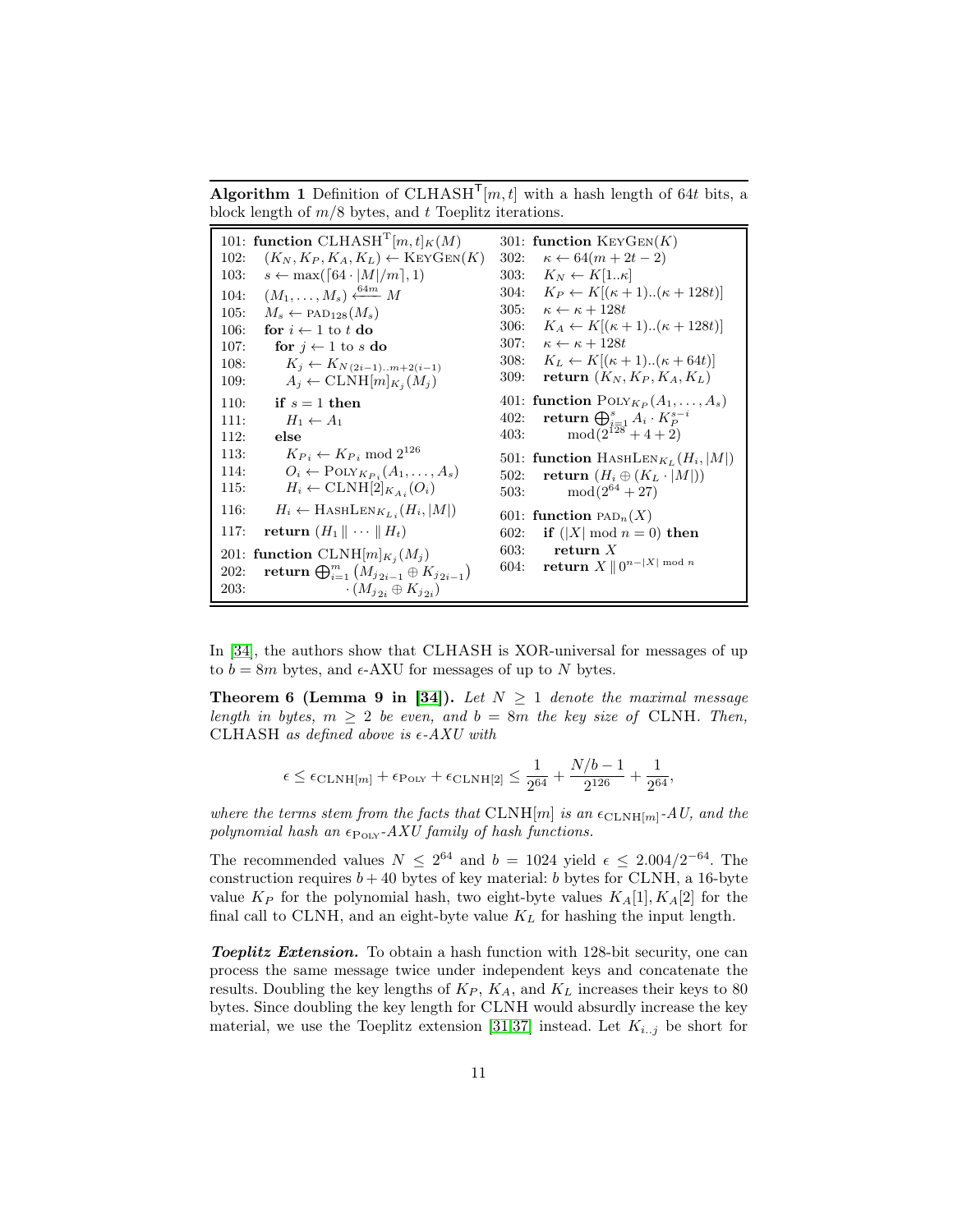**Algorithm 1** Definition of $\text{CLHASH}^{\mathsf{T}}[m, t]$ with a hash length of $64t$ bits, a block length of $m/8$ bytes, and $t$ Toeplitz iterations.

```
101: function CLHASH^T[m,t]_K(M)
102:   (K_N, K_P, K_A, K_L) ← KeyGen(K)
103:   s ← max(⌈64 · |M|/m⌉, 1)
104:   (M_1, ..., M_s) ←^{64m} M
105:   M_s ← pad_128(M_s)
106:   for i ← 1 to t do
107:     for j ← 1 to s do
108:       K_j ← K_{N (2i−1)..m+2(i−1)}
109:       A_j ← CLNH[m]_{K_j}(M_j)
110:     if s = 1 then
111:       H_1 ← A_1
112:     else
113:       K_{P_i} ← K_{P_i} mod 2^126
114:       O_i ← Poly_{K_{P_i}}(A_1, ..., A_s)
115:       H_i ← CLNH[2]_{K_{A_i}}(O_i)
116:     H_i ← HashLen_{K_{L_i}}(H_i, |M|)
117:   return (H_1 ∥ ··· ∥ H_t)

201: function CLNH[m]_{K_j}(M_j)
202:   return ⊕_{i=1}^{m} (M_{j_{2i−1}} ⊕ K_{j_{2i−1}})
203:            · (M_{j_{2i}} ⊕ K_{j_{2i}})

301: function KeyGen(K)
302:   κ ← 64(m + 2t − 2)
303:   K_N ← K[1..κ]
304:   K_P ← K[(κ + 1)..(κ + 128t)]
305:   κ ← κ + 128t
306:   K_A ← K[(κ + 1)..(κ + 128t)]
307:   κ ← κ + 128t
308:   K_L ← K[(κ + 1)..(κ + 64t)]
309:   return (K_N, K_P, K_A, K_L)

401: function Poly_{K_P}(A_1, ..., A_s)
402:   return ⊕_{i=1}^{s} A_i · K_P^{s−i}
403:          mod(2^128 + 4 + 2)

501: function HashLen_{K_L}(H_i, |M|)
502:   return (H_i ⊕ (K_L · |M|))
503:          mod(2^64 + 27)

601: function pad_n(X)
602:   if (|X| mod n = 0) then
603:     return X
604:   return X ∥ 0^{n−|X| mod n}
```

In [34], the authors show that CLHASH is XOR-universal for messages of up to $b = 8m$ bytes, and $\epsilon$-AXU for messages of up to $N$ bytes.

**Theorem 6 (Lemma 9 in [34]).** *Let $N \geq 1$ denote the maximal message length in bytes, $m \geq 2$ be even, and $b = 8m$ the key size of* CLNH. *Then,* CLHASH *as defined above is $\epsilon$-AXU with*

$$\epsilon \leq \epsilon_{\text{CLNH}[m]} + \epsilon_{\text{Poly}} + \epsilon_{\text{CLNH}[2]} \leq \frac{1}{2^{64}} + \frac{N/b - 1}{2^{126}} + \frac{1}{2^{64}},$$

*where the terms stem from the facts that $\text{CLNH}[m]$ is an $\epsilon_{\text{CLNH}[m]}$-AU, and the polynomial hash an $\epsilon_{\text{Poly}}$-AXU family of hash functions.*

The recommended values $N \leq 2^{64}$ and $b = 1024$ yield $\epsilon \leq 2.004/2^{-64}$. The construction requires $b + 40$ bytes of key material: $b$ bytes for CLNH, a 16-byte value $K_P$ for the polynomial hash, two eight-byte values $K_A[1], K_A[2]$ for the final call to CLNH, and an eight-byte value $K_L$ for hashing the input length.

***Toeplitz Extension.*** To obtain a hash function with 128-bit security, one can process the same message twice under independent keys and concatenate the results. Doubling the key lengths of $K_P$, $K_A$, and $K_L$ increases their keys to 80 bytes. Since doubling the key length for CLNH would absurdly increase the key material, we use the Toeplitz extension [31,37] instead. Let $K_{i..j}$ be short for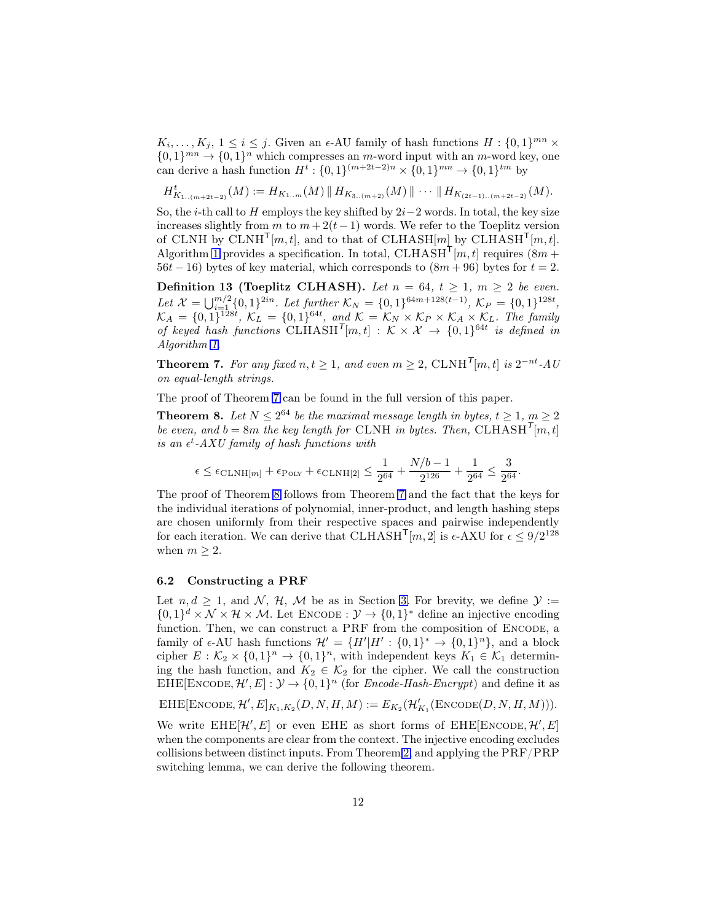$K_i, \ldots, K_j$, $1 \leq i \leq j$. Given an $\epsilon$-AU family of hash functions $H : \{0,1\}^{mn} \times \{0,1\}^{mn} \to \{0,1\}^n$ which compresses an $m$-word input with an $m$-word key, one can derive a hash function $H^t : \{0,1\}^{(m+2t-2)n} \times \{0,1\}^{mn} \to \{0,1\}^{tm}$ by

$$H^t_{K_{1..(m+2t-2)}}(M) := H_{K_{1..m}}(M) \parallel H_{K_{3..(m+2)}}(M) \parallel \cdots \parallel H_{K_{(2t-1)..(m+2t-2)}}(M).$$

So, the $i$-th call to $H$ employs the key shifted by $2i-2$ words. In total, the key size increases slightly from $m$ to $m+2(t-1)$ words. We refer to the Toeplitz version of CLNH by $\text{CLNH}^{\mathsf{T}}[m,t]$, and to that of CLHASH$[m]$ by $\text{CLHASH}^{\mathsf{T}}[m,t]$. Algorithm 1 provides a specification. In total, $\text{CLHASH}^{\mathsf{T}}[m,t]$ requires $(8m + 56t - 16)$ bytes of key material, which corresponds to $(8m+96)$ bytes for $t = 2$.

**Definition 13 (Toeplitz CLHASH).** *Let $n = 64$, $t \geq 1$, $m \geq 2$ be even. Let $\mathcal{X} = \bigcup_{i=1}^{m/2} \{0,1\}^{2in}$. Let further $\mathcal{K}_N = \{0,1\}^{64m+128(t-1)}$, $\mathcal{K}_P = \{0,1\}^{128t}$, $\mathcal{K}_A = \{0,1\}^{128t}$, $\mathcal{K}_L = \{0,1\}^{64t}$, and $\mathcal{K} = \mathcal{K}_N \times \mathcal{K}_P \times \mathcal{K}_A \times \mathcal{K}_L$. The family of keyed hash functions $\text{CLHASH}^{\mathsf{T}}[m,t] : \mathcal{K} \times \mathcal{X} \to \{0,1\}^{64t}$ is defined in Algorithm 1.*

**Theorem 7.** *For any fixed $n, t \geq 1$, and even $m \geq 2$, $\text{CLNH}^{\mathsf{T}}[m,t]$ is $2^{-nt}$-AU on equal-length strings.*

The proof of Theorem 7 can be found in the full version of this paper.

**Theorem 8.** *Let $N \leq 2^{64}$ be the maximal message length in bytes, $t \geq 1$, $m \geq 2$ be even, and $b = 8m$ the key length for* CLNH *in bytes. Then, $\text{CLHASH}^{\mathsf{T}}[m,t]$ is an $\epsilon^t$-AXU family of hash functions with*

$$\epsilon \leq \epsilon_{\text{CLNH}[m]} + \epsilon_{\text{POLY}} + \epsilon_{\text{CLNH}[2]} \leq \frac{1}{2^{64}} + \frac{N/b - 1}{2^{126}} + \frac{1}{2^{64}} \leq \frac{3}{2^{64}}.$$

The proof of Theorem 8 follows from Theorem 7 and the fact that the keys for the individual iterations of polynomial, inner-product, and length hashing steps are chosen uniformly from their respective spaces and pairwise independently for each iteration. We can derive that $\text{CLHASH}^{\mathsf{T}}[m,2]$ is $\epsilon$-AXU for $\epsilon \leq 9/2^{128}$ when $m \geq 2$.

### 6.2 Constructing a PRF

Let $n, d \geq 1$, and $\mathcal{N}$, $\mathcal{H}$, $\mathcal{M}$ be as in Section 3. For brevity, we define $\mathcal{Y} := \{0,1\}^d \times \mathcal{N} \times \mathcal{H} \times \mathcal{M}$. Let $\text{ENCODE} : \mathcal{Y} \to \{0,1\}^*$ define an injective encoding function. Then, we can construct a PRF from the composition of ENCODE, a family of $\epsilon$-AU hash functions $\mathcal{H}' = \{H' | H' : \{0,1\}^* \to \{0,1\}^n\}$, and a block cipher $E : \mathcal{K}_2 \times \{0,1\}^n \to \{0,1\}^n$, with independent keys $K_1 \in \mathcal{K}_1$ determining the hash function, and $K_2 \in \mathcal{K}_2$ for the cipher. We call the construction $\text{EHE}[\text{ENCODE}, \mathcal{H}', E] : \mathcal{Y} \to \{0,1\}^n$ (for *Encode-Hash-Encrypt*) and define it as

$$\text{EHE}[\text{ENCODE}, \mathcal{H}', E]_{K_1,K_2}(D, N, H, M) := E_{K_2}(\mathcal{H}'_{K_1}(\text{ENCODE}(D, N, H, M))).$$

We write $\text{EHE}[\mathcal{H}', E]$ or even EHE as short forms of $\text{EHE}[\text{ENCODE}, \mathcal{H}', E]$ when the components are clear from the context. The injective encoding excludes collisions between distinct inputs. From Theorem 2 and applying the PRF/PRP switching lemma, we can derive the following theorem.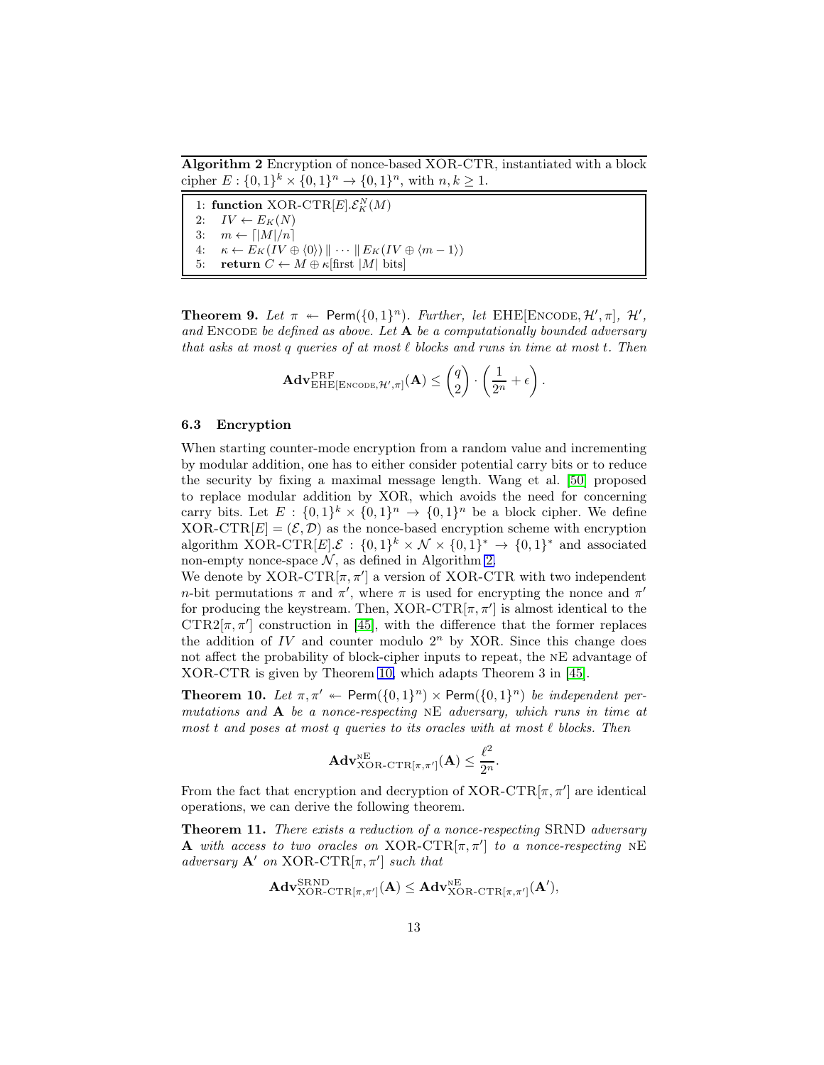**Algorithm 2** Encryption of nonce-based XOR-CTR, instantiated with a block cipher $E : \{0,1\}^k \times \{0,1\}^n \to \{0,1\}^n$, with $n, k \geq 1$.

```
1: function XOR-CTR[E].E_K^N(M)
2:    IV ← E_K(N)
3:    m ← ⌈|M|/n⌉
4:    κ ← E_K(IV ⊕ ⟨0⟩) ∥ ··· ∥ E_K(IV ⊕ ⟨m − 1⟩)
5:    return C ← M ⊕ κ[first |M| bits]
```

**Theorem 9.** *Let $\pi \twoheadleftarrow \mathsf{Perm}(\{0,1\}^n)$. Further, let EHE[Encode, $\mathcal{H}'$, $\pi$], $\mathcal{H}'$, and Encode be defined as above. Let $\mathbf{A}$ be a computationally bounded adversary that asks at most $q$ queries of at most $\ell$ blocks and runs in time at most $t$. Then*

$$\mathbf{Adv}^{\mathrm{PRF}}_{\mathrm{EHE}[\textsc{Encode},\mathcal{H}',\pi]}(\mathbf{A}) \leq \binom{q}{2} \cdot \left( \frac{1}{2^n} + \epsilon \right).$$

### 6.3 Encryption

When starting counter-mode encryption from a random value and incrementing by modular addition, one has to either consider potential carry bits or to reduce the security by fixing a maximal message length. Wang et al. [50] proposed to replace modular addition by XOR, which avoids the need for concerning carry bits. Let $E : \{0,1\}^k \times \{0,1\}^n \to \{0,1\}^n$ be a block cipher. We define XOR-CTR$[E] = (\mathcal{E}, \mathcal{D})$ as the nonce-based encryption scheme with encryption algorithm XOR-CTR$[E].\mathcal{E} : \{0,1\}^k \times \mathcal{N} \times \{0,1\}^* \to \{0,1\}^*$ and associated non-empty nonce-space $\mathcal{N}$, as defined in Algorithm 2.
We denote by XOR-CTR$[\pi, \pi']$ a version of XOR-CTR with two independent $n$-bit permutations $\pi$ and $\pi'$, where $\pi$ is used for encrypting the nonce and $\pi'$ for producing the keystream. Then, XOR-CTR$[\pi, \pi']$ is almost identical to the CTR2$[\pi, \pi']$ construction in [45], with the difference that the former replaces the addition of $IV$ and counter modulo $2^n$ by XOR. Since this change does not affect the probability of block-cipher inputs to repeat, the nE advantage of XOR-CTR is given by Theorem 10, which adapts Theorem 3 in [45].

**Theorem 10.** *Let $\pi, \pi' \twoheadleftarrow \mathsf{Perm}(\{0,1\}^n) \times \mathsf{Perm}(\{0,1\}^n)$ be independent permutations and $\mathbf{A}$ be a nonce-respecting nE adversary, which runs in time at most $t$ and poses at most $q$ queries to its oracles with at most $\ell$ blocks. Then*

$$\mathbf{Adv}^{\mathrm{nE}}_{\mathrm{XOR\text{-}CTR}[\pi,\pi']}(\mathbf{A}) \leq \frac{\ell^2}{2^n}.$$

From the fact that encryption and decryption of XOR-CTR$[\pi, \pi']$ are identical operations, we can derive the following theorem.

**Theorem 11.** *There exists a reduction of a nonce-respecting SRND adversary $\mathbf{A}$ with access to two oracles on XOR-CTR$[\pi, \pi']$ to a nonce-respecting nE adversary $\mathbf{A}'$ on XOR-CTR$[\pi, \pi']$ such that*

$$\mathbf{Adv}^{\mathrm{SRND}}_{\mathrm{XOR\text{-}CTR}[\pi,\pi']}(\mathbf{A}) \leq \mathbf{Adv}^{\mathrm{nE}}_{\mathrm{XOR\text{-}CTR}[\pi,\pi']}(\mathbf{A}'),$$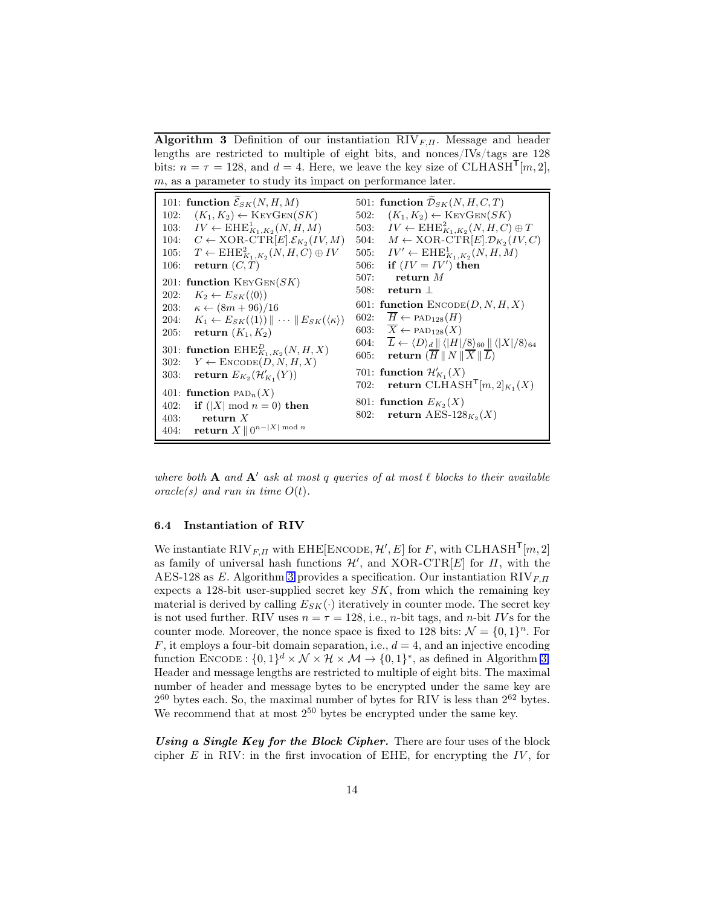**Algorithm 3** Definition of our instantiation $\text{RIV}_{F,\Pi}$. Message and header lengths are restricted to multiple of eight bits, and nonces/IVs/tags are 128 bits: $n = \tau = 128$, and $d = 4$. Here, we leave the key size of $\text{CLHASH}^{\mathsf{T}}[m, 2]$, $m$, as a parameter to study its impact on performance later.

```
101: function Ẽ_SK(N, H, M)
102:   (K_1, K_2) ← KeyGen(SK)
103:   IV ← EHE^1_{K_1,K_2}(N, H, M)
104:   C ← XOR-CTR[E].E_{K_2}(IV, M)
105:   T ← EHE^2_{K_1,K_2}(N, H, C) ⊕ IV
106:   return (C, T)

201: function KeyGen(SK)
202:   K_2 ← E_SK(⟨0⟩)
203:   κ ← (8m + 96)/16
204:   K_1 ← E_SK(⟨1⟩) ‖ ··· ‖ E_SK(⟨κ⟩)
205:   return (K_1, K_2)

301: function EHE^D_{K_1,K_2}(N, H, X)
302:   Y ← Encode(D, N, H, X)
303:   return E_{K_2}(H'_{K_1}(Y))

401: function pad_n(X)
402:   if (|X| mod n = 0) then
403:     return X
404:   return X ‖ 0^{n−|X| mod n}

501: function D̃_SK(N, H, C, T)
502:   (K_1, K_2) ← KeyGen(SK)
503:   IV ← EHE^2_{K_1,K_2}(N, H, C) ⊕ T
504:   M ← XOR-CTR[E].D_{K_2}(IV, C)
505:   IV' ← EHE^1_{K_1,K_2}(N, H, M)
506:   if (IV = IV') then
507:     return M
508:   return ⊥

601: function Encode(D, N, H, X)
602:   H̄ ← pad_128(H)
603:   X̄ ← pad_128(X)
604:   L̄ ← ⟨D⟩_d ‖ ⟨|H|/8⟩_60 ‖ ⟨|X|/8⟩_64
605:   return (H̄ ‖ N ‖ X̄ ‖ L̄)

701: function H'_{K_1}(X)
702:   return CLHASH^T[m, 2]_{K_1}(X)

801: function E_{K_2}(X)
802:   return AES-128_{K_2}(X)
```

*where both* $\mathbf{A}$ *and* $\mathbf{A}'$ *ask at most* $q$ *queries of at most* $\ell$ *blocks to their available oracle(s) and run in time* $O(t)$.

### 6.4 Instantiation of RIV

We instantiate $\text{RIV}_{F,\Pi}$ with $\text{EHE}[\text{Encode}, \mathcal{H}', E]$ for $F$, with $\text{CLHASH}^{\mathsf{T}}[m, 2]$ as family of universal hash functions $\mathcal{H}'$, and $\text{XOR-CTR}[E]$ for $\Pi$, with the AES-128 as $E$. Algorithm 3 provides a specification. Our instantiation $\text{RIV}_{F,\Pi}$ expects a 128-bit user-supplied secret key $SK$, from which the remaining key material is derived by calling $E_{SK}(\cdot)$ iteratively in counter mode. The secret key is not used further. RIV uses $n = \tau = 128$, i.e., $n$-bit tags, and $n$-bit $IV$s for the counter mode. Moreover, the nonce space is fixed to 128 bits: $\mathcal{N} = \{0, 1\}^n$. For $F$, it employs a four-bit domain separation, i.e., $d = 4$, and an injective encoding function $\text{Encode} : \{0, 1\}^d \times \mathcal{N} \times \mathcal{H} \times \mathcal{M} \to \{0, 1\}^*$, as defined in Algorithm 3. Header and message lengths are restricted to multiple of eight bits. The maximal number of header and message bytes to be encrypted under the same key are $2^{60}$ bytes each. So, the maximal number of bytes for RIV is less than $2^{62}$ bytes. We recommend that at most $2^{50}$ bytes be encrypted under the same key.

***Using a Single Key for the Block Cipher.*** There are four uses of the block cipher $E$ in RIV: in the first invocation of EHE, for encrypting the $IV$, for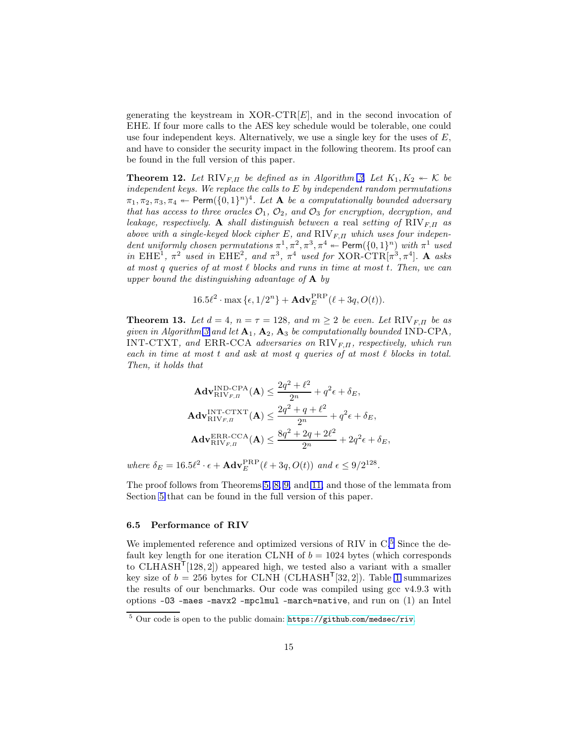generating the keystream in XOR-CTR$[E]$, and in the second invocation of EHE. If four more calls to the AES key schedule would be tolerable, one could use four independent keys. Alternatively, we use a single key for the uses of $E$, and have to consider the security impact in the following theorem. Its proof can be found in the full version of this paper.

**Theorem 12.** *Let* $\mathrm{RIV}_{F,\Pi}$ *be defined as in Algorithm 3. Let* $K_1, K_2 \twoheadleftarrow \mathcal{K}$ *be independent keys. We replace the calls to* $E$ *by independent random permutations* $\pi_1, \pi_2, \pi_3, \pi_4 \twoheadleftarrow \mathsf{Perm}(\{0,1\}^n)^4$. *Let* $\mathbf{A}$ *be a computationally bounded adversary that has access to three oracles* $\mathcal{O}_1$, $\mathcal{O}_2$, *and* $\mathcal{O}_3$ *for encryption, decryption, and leakage, respectively.* $\mathbf{A}$ *shall distinguish between a* real *setting of* $\mathrm{RIV}_{F,\Pi}$ *as above with a single-keyed block cipher* $E$, *and* $\mathrm{RIV}_{F,\Pi}$ *which uses four independent uniformly chosen permutations* $\pi^1, \pi^2, \pi^3, \pi^4 \twoheadleftarrow \mathsf{Perm}(\{0,1\}^n)$ *with* $\pi^1$ *used in* $\mathrm{EHE}^1$, $\pi^2$ *used in* $\mathrm{EHE}^2$, *and* $\pi^3$, $\pi^4$ *used for* XOR-CTR$[\pi^3, \pi^4]$. $\mathbf{A}$ *asks at most* $q$ *queries of at most* $\ell$ *blocks and runs in time at most* $t$. *Then, we can upper bound the distinguishing advantage of* $\mathbf{A}$ *by*

$$16.5\ell^2 \cdot \max\{\epsilon, 1/2^n\} + \mathbf{Adv}_E^{\mathrm{PRP}}(\ell + 3q, O(t)).$$

**Theorem 13.** *Let* $d = 4$, $n = \tau = 128$, *and* $m \geq 2$ *be even. Let* $\mathrm{RIV}_{F,\Pi}$ *be as given in Algorithm 3 and let* $\mathbf{A}_1$, $\mathbf{A}_2$, $\mathbf{A}_3$ *be computationally bounded* IND-CPA, INT-CTXT, *and* ERR-CCA *adversaries on* $\mathrm{RIV}_{F,\Pi}$, *respectively, which run each in time at most* $t$ *and ask at most* $q$ *queries of at most* $\ell$ *blocks in total. Then, it holds that*

$$\mathbf{Adv}^{\mathrm{IND\text{-}CPA}}_{\mathrm{RIV}_{F,\Pi}}(\mathbf{A}) \leq \frac{2q^2 + \ell^2}{2^n} + q^2\epsilon + \delta_E,$$

$$\mathbf{Adv}^{\mathrm{INT\text{-}CTXT}}_{\mathrm{RIV}_{F,\Pi}}(\mathbf{A}) \leq \frac{2q^2 + q + \ell^2}{2^n} + q^2\epsilon + \delta_E,$$

$$\mathbf{Adv}^{\mathrm{ERR\text{-}CCA}}_{\mathrm{RIV}_{F,\Pi}}(\mathbf{A}) \leq \frac{8q^2 + 2q + 2\ell^2}{2^n} + 2q^2\epsilon + \delta_E,$$

*where* $\delta_E = 16.5\ell^2 \cdot \epsilon + \mathbf{Adv}_E^{\mathrm{PRP}}(\ell + 3q, O(t))$ *and* $\epsilon \leq 9/2^{128}$.

The proof follows from Theorems 5, 8, 9, and 11, and those of the lemmata from Section 5 that can be found in the full version of this paper.

### 6.5 Performance of RIV

We implemented reference and optimized versions of RIV in C.[5] Since the default key length for one iteration CLNH of $b = 1024$ bytes (which corresponds to $\mathrm{CLHASH}^{\mathsf{T}}[128, 2]$) appeared high, we tested also a variant with a smaller key size of $b = 256$ bytes for CLNH ($\mathrm{CLHASH}^{\mathsf{T}}[32, 2]$). Table 1 summarizes the results of our benchmarks. Our code was compiled using gcc v4.9.3 with options `-O3 -maes -mavx2 -mpclmul -march=native`, and run on (1) an Intel

[5] Our code is open to the public domain: `https://github.com/medsec/riv`.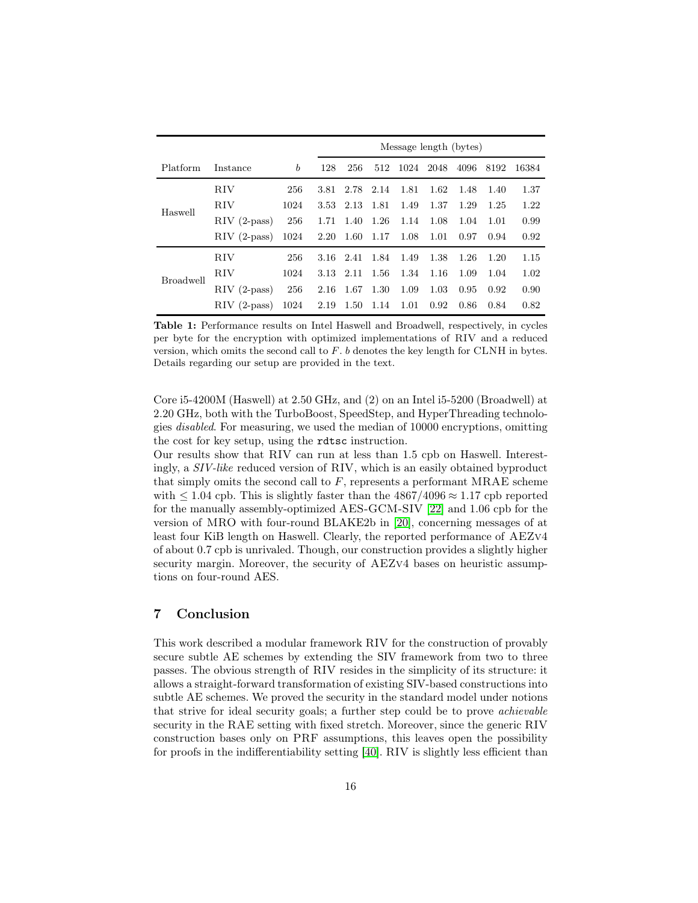| Platform | Instance | $b$ | Message length (bytes) | | | | | | | |
|---|---|---|---|---|---|---|---|---|---|---|
| | | | 128 | 256 | 512 | 1024 | 2048 | 4096 | 8192 | 16384 |
| Haswell | RIV | 256 | 3.81 | 2.78 | 2.14 | 1.81 | 1.62 | 1.48 | 1.40 | 1.37 |
| | RIV | 1024 | 3.53 | 2.13 | 1.81 | 1.49 | 1.37 | 1.29 | 1.25 | 1.22 |
| | RIV (2-pass) | 256 | 1.71 | 1.40 | 1.26 | 1.14 | 1.08 | 1.04 | 1.01 | 0.99 |
| | RIV (2-pass) | 1024 | 2.20 | 1.60 | 1.17 | 1.08 | 1.01 | 0.97 | 0.94 | 0.92 |
| Broadwell | RIV | 256 | 3.16 | 2.41 | 1.84 | 1.49 | 1.38 | 1.26 | 1.20 | 1.15 |
| | RIV | 1024 | 3.13 | 2.11 | 1.56 | 1.34 | 1.16 | 1.09 | 1.04 | 1.02 |
| | RIV (2-pass) | 256 | 2.16 | 1.67 | 1.30 | 1.09 | 1.03 | 0.95 | 0.92 | 0.90 |
| | RIV (2-pass) | 1024 | 2.19 | 1.50 | 1.14 | 1.01 | 0.92 | 0.86 | 0.84 | 0.82 |

**Table 1:** Performance results on Intel Haswell and Broadwell, respectively, in cycles per byte for the encryption with optimized implementations of RIV and a reduced version, which omits the second call to $F$. $b$ denotes the key length for CLNH in bytes. Details regarding our setup are provided in the text.

Core i5-4200M (Haswell) at 2.50 GHz, and (2) on an Intel i5-5200 (Broadwell) at 2.20 GHz, both with the TurboBoost, SpeedStep, and HyperThreading technologies *disabled*. For measuring, we used the median of 10000 encryptions, omitting the cost for key setup, using the `rdtsc` instruction.

Our results show that RIV can run at less than 1.5 cpb on Haswell. Interestingly, a *SIV-like* reduced version of RIV, which is an easily obtained byproduct that simply omits the second call to $F$, represents a performant MRAE scheme with $\leq 1.04$ cpb. This is slightly faster than the $4867/4096 \approx 1.17$ cpb reported for the manually assembly-optimized AES-GCM-SIV [22] and 1.06 cpb for the version of MRO with four-round BLAKE2b in [20], concerning messages of at least four KiB length on Haswell. Clearly, the reported performance of AEZv4 of about 0.7 cpb is unrivaled. Though, our construction provides a slightly higher security margin. Moreover, the security of AEZv4 bases on heuristic assumptions on four-round AES.

## 7 Conclusion

This work described a modular framework RIV for the construction of provably secure subtle AE schemes by extending the SIV framework from two to three passes. The obvious strength of RIV resides in the simplicity of its structure: it allows a straight-forward transformation of existing SIV-based constructions into subtle AE schemes. We proved the security in the standard model under notions that strive for ideal security goals; a further step could be to prove *achievable* security in the RAE setting with fixed stretch. Moreover, since the generic RIV construction bases only on PRF assumptions, this leaves open the possibility for proofs in the indifferentiability setting [40]. RIV is slightly less efficient than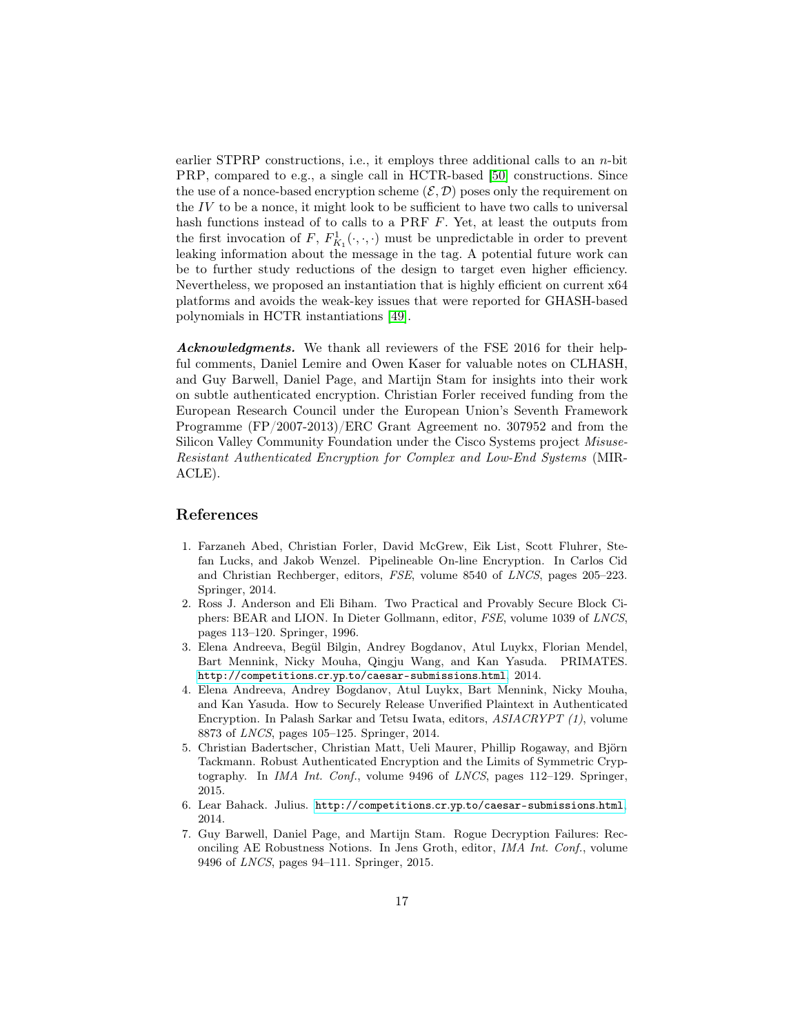earlier STPRP constructions, i.e., it employs three additional calls to an $n$-bit PRP, compared to e.g., a single call in HCTR-based [50] constructions. Since the use of a nonce-based encryption scheme $(\mathcal{E}, \mathcal{D})$ poses only the requirement on the $IV$ to be a nonce, it might look to be sufficient to have two calls to universal hash functions instead of to calls to a PRF $F$. Yet, at least the outputs from the first invocation of $F$, $F^1_{K_1}(\cdot, \cdot, \cdot)$ must be unpredictable in order to prevent leaking information about the message in the tag. A potential future work can be to further study reductions of the design to target even higher efficiency. Nevertheless, we proposed an instantiation that is highly efficient on current x64 platforms and avoids the weak-key issues that were reported for GHASH-based polynomials in HCTR instantiations [49].

***Acknowledgments.*** We thank all reviewers of the FSE 2016 for their helpful comments, Daniel Lemire and Owen Kaser for valuable notes on CLHASH, and Guy Barwell, Daniel Page, and Martijn Stam for insights into their work on subtle authenticated encryption. Christian Forler received funding from the European Research Council under the European Union's Seventh Framework Programme (FP/2007-2013)/ERC Grant Agreement no. 307952 and from the Silicon Valley Community Foundation under the Cisco Systems project *Misuse-Resistant Authenticated Encryption for Complex and Low-End Systems* (MIRACLE).

## References

1. Farzaneh Abed, Christian Forler, David McGrew, Eik List, Scott Fluhrer, Stefan Lucks, and Jakob Wenzel. Pipelineable On-line Encryption. In Carlos Cid and Christian Rechberger, editors, *FSE*, volume 8540 of *LNCS*, pages 205–223. Springer, 2014.
2. Ross J. Anderson and Eli Biham. Two Practical and Provably Secure Block Ciphers: BEAR and LION. In Dieter Gollmann, editor, *FSE*, volume 1039 of *LNCS*, pages 113–120. Springer, 1996.
3. Elena Andreeva, Begül Bilgin, Andrey Bogdanov, Atul Luykx, Florian Mendel, Bart Mennink, Nicky Mouha, Qingju Wang, and Kan Yasuda. PRIMATES. http://competitions.cr.yp.to/caesar-submissions.html, 2014.
4. Elena Andreeva, Andrey Bogdanov, Atul Luykx, Bart Mennink, Nicky Mouha, and Kan Yasuda. How to Securely Release Unverified Plaintext in Authenticated Encryption. In Palash Sarkar and Tetsu Iwata, editors, *ASIACRYPT (1)*, volume 8873 of *LNCS*, pages 105–125. Springer, 2014.
5. Christian Badertscher, Christian Matt, Ueli Maurer, Phillip Rogaway, and Björn Tackmann. Robust Authenticated Encryption and the Limits of Symmetric Cryptography. In *IMA Int. Conf.*, volume 9496 of *LNCS*, pages 112–129. Springer, 2015.
6. Lear Bahack. Julius. http://competitions.cr.yp.to/caesar-submissions.html, 2014.
7. Guy Barwell, Daniel Page, and Martijn Stam. Rogue Decryption Failures: Reconciling AE Robustness Notions. In Jens Groth, editor, *IMA Int. Conf.*, volume 9496 of *LNCS*, pages 94–111. Springer, 2015.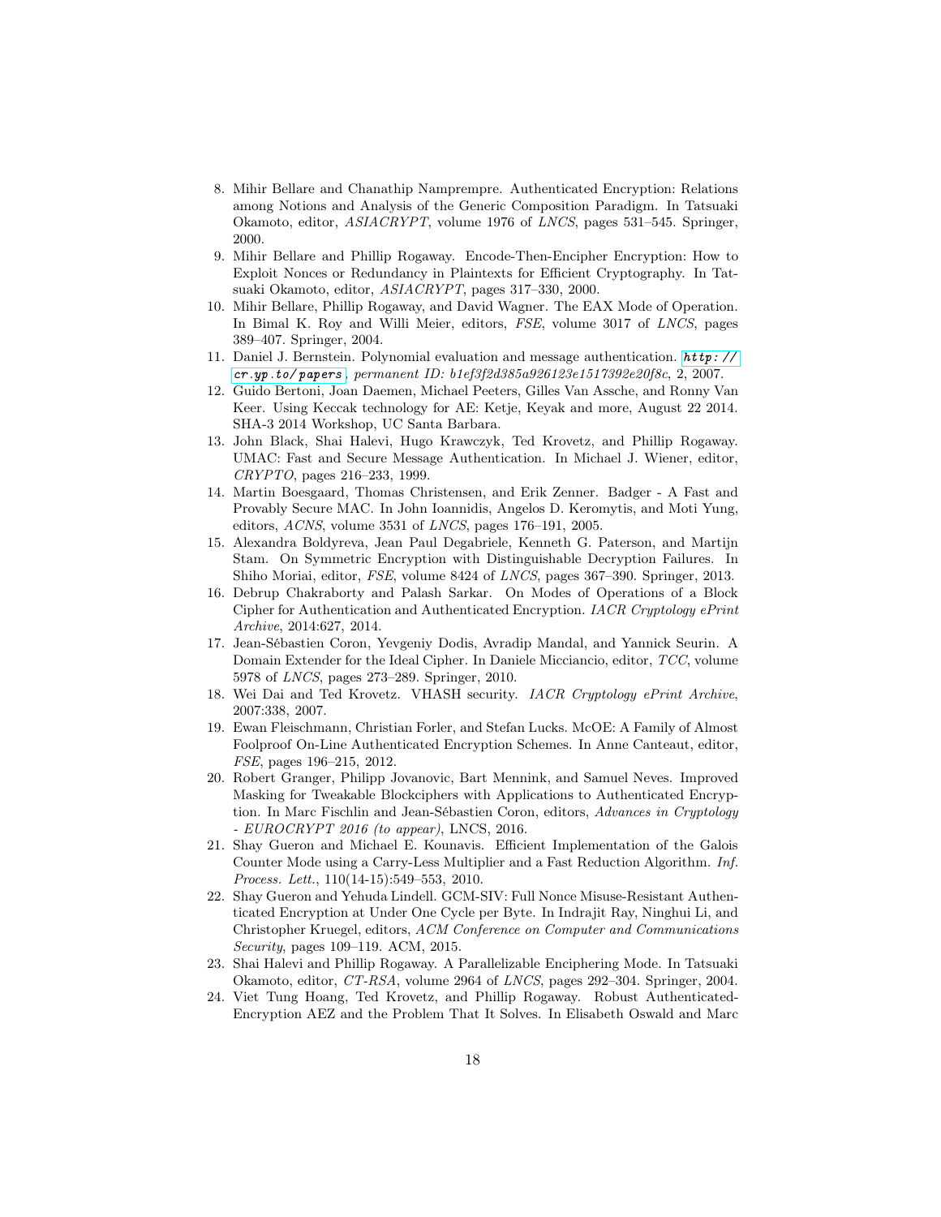8. Mihir Bellare and Chanathip Namprempre. Authenticated Encryption: Relations among Notions and Analysis of the Generic Composition Paradigm. In Tatsuaki Okamoto, editor, *ASIACRYPT*, volume 1976 of *LNCS*, pages 531–545. Springer, 2000.
9. Mihir Bellare and Phillip Rogaway. Encode-Then-Encipher Encryption: How to Exploit Nonces or Redundancy in Plaintexts for Efficient Cryptography. In Tatsuaki Okamoto, editor, *ASIACRYPT*, pages 317–330, 2000.
10. Mihir Bellare, Phillip Rogaway, and David Wagner. The EAX Mode of Operation. In Bimal K. Roy and Willi Meier, editors, *FSE*, volume 3017 of *LNCS*, pages 389–407. Springer, 2004.
11. Daniel J. Bernstein. Polynomial evaluation and message authentication. *http://cr.yp.to/papers*, *permanent ID: b1ef3f2d385a926123e1517392e20f8c*, 2, 2007.
12. Guido Bertoni, Joan Daemen, Michael Peeters, Gilles Van Assche, and Ronny Van Keer. Using Keccak technology for AE: Ketje, Keyak and more, August 22 2014. SHA-3 2014 Workshop, UC Santa Barbara.
13. John Black, Shai Halevi, Hugo Krawczyk, Ted Krovetz, and Phillip Rogaway. UMAC: Fast and Secure Message Authentication. In Michael J. Wiener, editor, *CRYPTO*, pages 216–233, 1999.
14. Martin Boesgaard, Thomas Christensen, and Erik Zenner. Badger - A Fast and Provably Secure MAC. In John Ioannidis, Angelos D. Keromytis, and Moti Yung, editors, *ACNS*, volume 3531 of *LNCS*, pages 176–191, 2005.
15. Alexandra Boldyreva, Jean Paul Degabriele, Kenneth G. Paterson, and Martijn Stam. On Symmetric Encryption with Distinguishable Decryption Failures. In Shiho Moriai, editor, *FSE*, volume 8424 of *LNCS*, pages 367–390. Springer, 2013.
16. Debrup Chakraborty and Palash Sarkar. On Modes of Operations of a Block Cipher for Authentication and Authenticated Encryption. *IACR Cryptology ePrint Archive*, 2014:627, 2014.
17. Jean-Sébastien Coron, Yevgeniy Dodis, Avradip Mandal, and Yannick Seurin. A Domain Extender for the Ideal Cipher. In Daniele Micciancio, editor, *TCC*, volume 5978 of *LNCS*, pages 273–289. Springer, 2010.
18. Wei Dai and Ted Krovetz. VHASH security. *IACR Cryptology ePrint Archive*, 2007:338, 2007.
19. Ewan Fleischmann, Christian Forler, and Stefan Lucks. McOE: A Family of Almost Foolproof On-Line Authenticated Encryption Schemes. In Anne Canteaut, editor, *FSE*, pages 196–215, 2012.
20. Robert Granger, Philipp Jovanovic, Bart Mennink, and Samuel Neves. Improved Masking for Tweakable Blockciphers with Applications to Authenticated Encryption. In Marc Fischlin and Jean-Sébastien Coron, editors, *Advances in Cryptology - EUROCRYPT 2016 (to appear)*, LNCS, 2016.
21. Shay Gueron and Michael E. Kounavis. Efficient Implementation of the Galois Counter Mode using a Carry-Less Multiplier and a Fast Reduction Algorithm. *Inf. Process. Lett.*, 110(14-15):549–553, 2010.
22. Shay Gueron and Yehuda Lindell. GCM-SIV: Full Nonce Misuse-Resistant Authenticated Encryption at Under One Cycle per Byte. In Indrajit Ray, Ninghui Li, and Christopher Kruegel, editors, *ACM Conference on Computer and Communications Security*, pages 109–119. ACM, 2015.
23. Shai Halevi and Phillip Rogaway. A Parallelizable Enciphering Mode. In Tatsuaki Okamoto, editor, *CT-RSA*, volume 2964 of *LNCS*, pages 292–304. Springer, 2004.
24. Viet Tung Hoang, Ted Krovetz, and Phillip Rogaway. Robust Authenticated-Encryption AEZ and the Problem That It Solves. In Elisabeth Oswald and Marc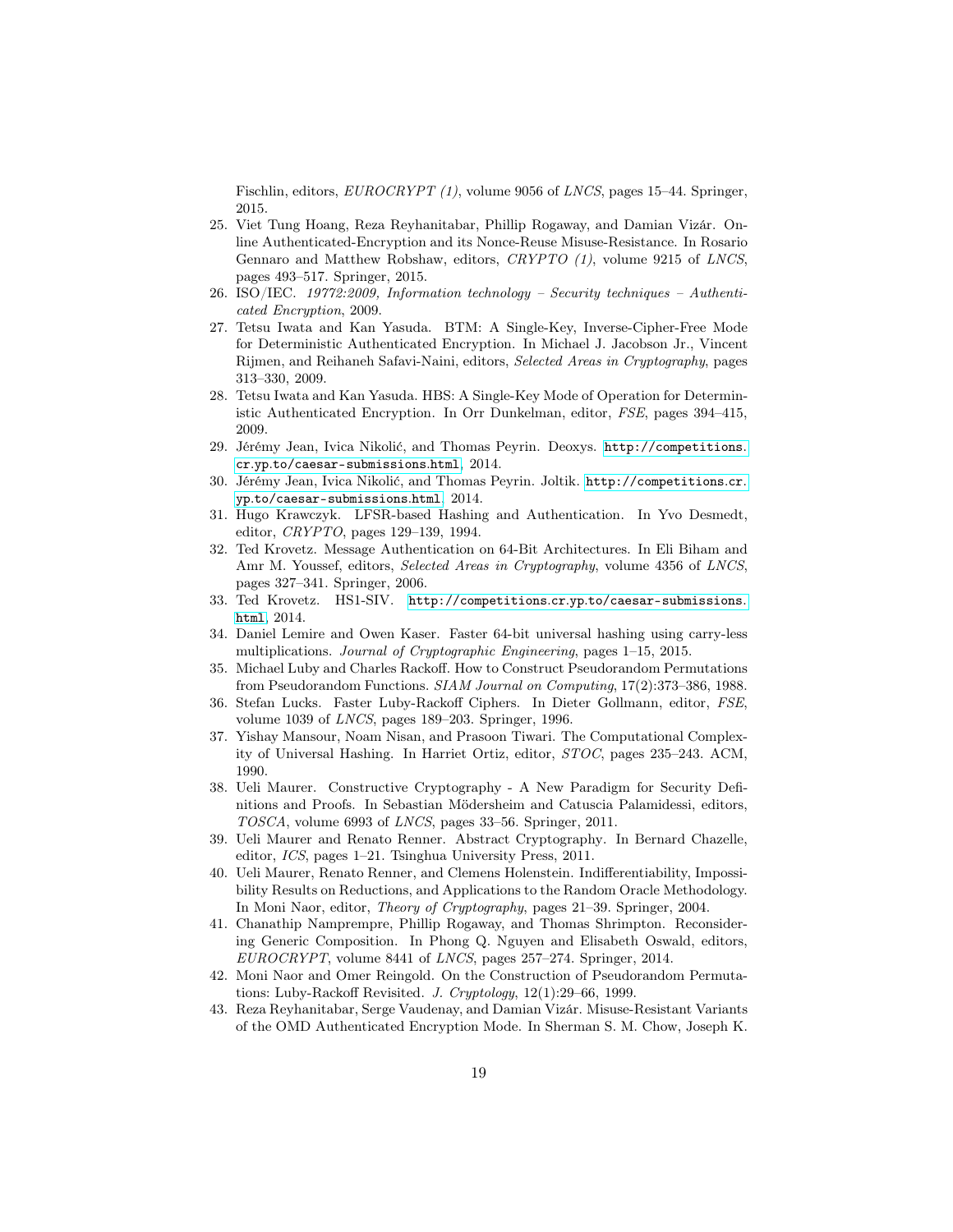Fischlin, editors, *EUROCRYPT (1)*, volume 9056 of *LNCS*, pages 15–44. Springer, 2015.

25. Viet Tung Hoang, Reza Reyhanitabar, Phillip Rogaway, and Damian Vizár. Online Authenticated-Encryption and its Nonce-Reuse Misuse-Resistance. In Rosario Gennaro and Matthew Robshaw, editors, *CRYPTO (1)*, volume 9215 of *LNCS*, pages 493–517. Springer, 2015.
26. ISO/IEC. *19772:2009, Information technology – Security techniques – Authenticated Encryption*, 2009.
27. Tetsu Iwata and Kan Yasuda. BTM: A Single-Key, Inverse-Cipher-Free Mode for Deterministic Authenticated Encryption. In Michael J. Jacobson Jr., Vincent Rijmen, and Reihaneh Safavi-Naini, editors, *Selected Areas in Cryptography*, pages 313–330, 2009.
28. Tetsu Iwata and Kan Yasuda. HBS: A Single-Key Mode of Operation for Deterministic Authenticated Encryption. In Orr Dunkelman, editor, *FSE*, pages 394–415, 2009.
29. Jérémy Jean, Ivica Nikolić, and Thomas Peyrin. Deoxys. http://competitions.cr.yp.to/caesar-submissions.html, 2014.
30. Jérémy Jean, Ivica Nikolić, and Thomas Peyrin. Joltik. http://competitions.cr.yp.to/caesar-submissions.html, 2014.
31. Hugo Krawczyk. LFSR-based Hashing and Authentication. In Yvo Desmedt, editor, *CRYPTO*, pages 129–139, 1994.
32. Ted Krovetz. Message Authentication on 64-Bit Architectures. In Eli Biham and Amr M. Youssef, editors, *Selected Areas in Cryptography*, volume 4356 of *LNCS*, pages 327–341. Springer, 2006.
33. Ted Krovetz. HS1-SIV. http://competitions.cr.yp.to/caesar-submissions.html, 2014.
34. Daniel Lemire and Owen Kaser. Faster 64-bit universal hashing using carry-less multiplications. *Journal of Cryptographic Engineering*, pages 1–15, 2015.
35. Michael Luby and Charles Rackoff. How to Construct Pseudorandom Permutations from Pseudorandom Functions. *SIAM Journal on Computing*, 17(2):373–386, 1988.
36. Stefan Lucks. Faster Luby-Rackoff Ciphers. In Dieter Gollmann, editor, *FSE*, volume 1039 of *LNCS*, pages 189–203. Springer, 1996.
37. Yishay Mansour, Noam Nisan, and Prasoon Tiwari. The Computational Complexity of Universal Hashing. In Harriet Ortiz, editor, *STOC*, pages 235–243. ACM, 1990.
38. Ueli Maurer. Constructive Cryptography - A New Paradigm for Security Definitions and Proofs. In Sebastian Mödersheim and Catuscia Palamidessi, editors, *TOSCA*, volume 6993 of *LNCS*, pages 33–56. Springer, 2011.
39. Ueli Maurer and Renato Renner. Abstract Cryptography. In Bernard Chazelle, editor, *ICS*, pages 1–21. Tsinghua University Press, 2011.
40. Ueli Maurer, Renato Renner, and Clemens Holenstein. Indifferentiability, Impossibility Results on Reductions, and Applications to the Random Oracle Methodology. In Moni Naor, editor, *Theory of Cryptography*, pages 21–39. Springer, 2004.
41. Chanathip Namprempre, Phillip Rogaway, and Thomas Shrimpton. Reconsidering Generic Composition. In Phong Q. Nguyen and Elisabeth Oswald, editors, *EUROCRYPT*, volume 8441 of *LNCS*, pages 257–274. Springer, 2014.
42. Moni Naor and Omer Reingold. On the Construction of Pseudorandom Permutations: Luby-Rackoff Revisited. *J. Cryptology*, 12(1):29–66, 1999.
43. Reza Reyhanitabar, Serge Vaudenay, and Damian Vizár. Misuse-Resistant Variants of the OMD Authenticated Encryption Mode. In Sherman S. M. Chow, Joseph K.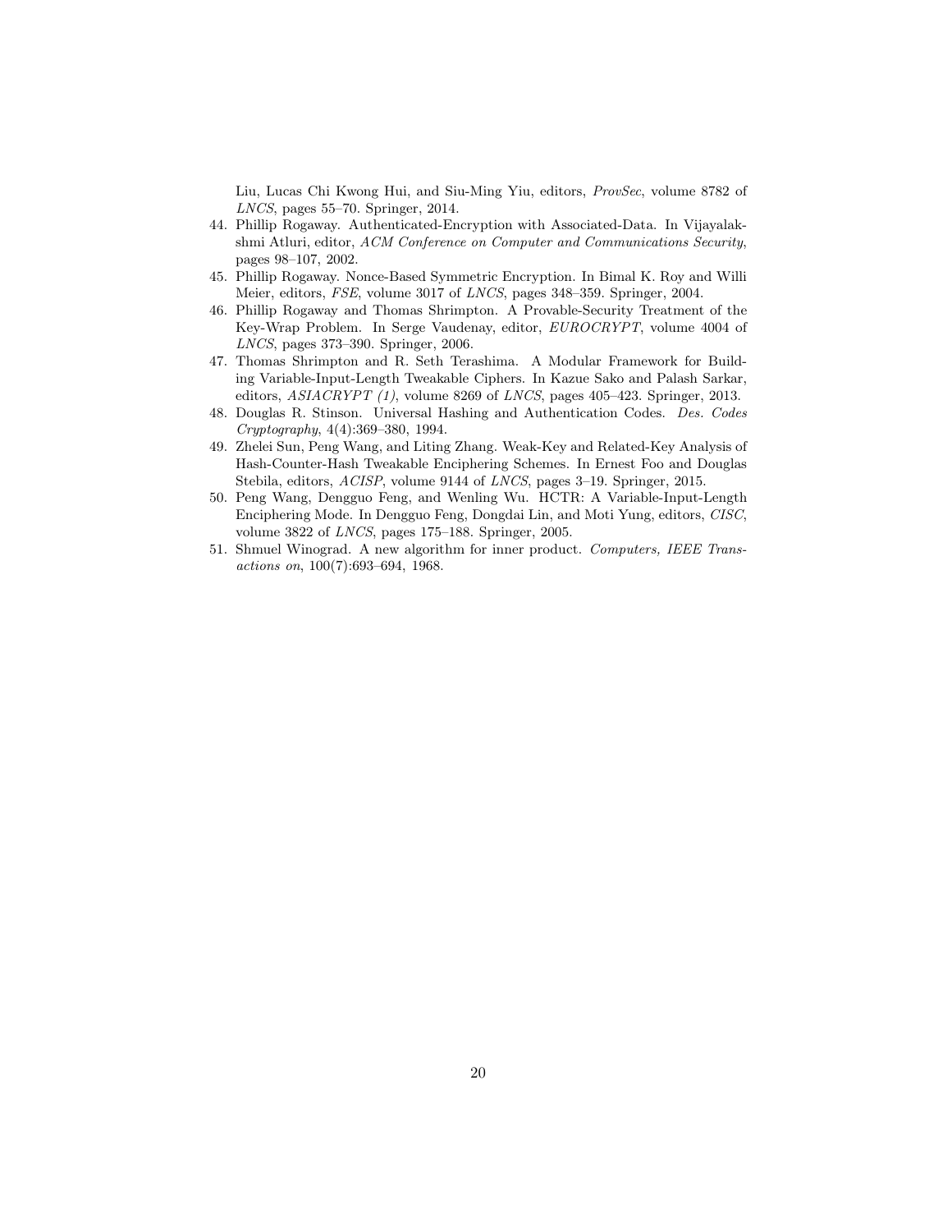Liu, Lucas Chi Kwong Hui, and Siu-Ming Yiu, editors, *ProvSec*, volume 8782 of *LNCS*, pages 55–70. Springer, 2014.

44. Phillip Rogaway. Authenticated-Encryption with Associated-Data. In Vijayalakshmi Atluri, editor, *ACM Conference on Computer and Communications Security*, pages 98–107, 2002.
45. Phillip Rogaway. Nonce-Based Symmetric Encryption. In Bimal K. Roy and Willi Meier, editors, *FSE*, volume 3017 of *LNCS*, pages 348–359. Springer, 2004.
46. Phillip Rogaway and Thomas Shrimpton. A Provable-Security Treatment of the Key-Wrap Problem. In Serge Vaudenay, editor, *EUROCRYPT*, volume 4004 of *LNCS*, pages 373–390. Springer, 2006.
47. Thomas Shrimpton and R. Seth Terashima. A Modular Framework for Building Variable-Input-Length Tweakable Ciphers. In Kazue Sako and Palash Sarkar, editors, *ASIACRYPT (1)*, volume 8269 of *LNCS*, pages 405–423. Springer, 2013.
48. Douglas R. Stinson. Universal Hashing and Authentication Codes. *Des. Codes Cryptography*, 4(4):369–380, 1994.
49. Zhelei Sun, Peng Wang, and Liting Zhang. Weak-Key and Related-Key Analysis of Hash-Counter-Hash Tweakable Enciphering Schemes. In Ernest Foo and Douglas Stebila, editors, *ACISP*, volume 9144 of *LNCS*, pages 3–19. Springer, 2015.
50. Peng Wang, Dengguo Feng, and Wenling Wu. HCTR: A Variable-Input-Length Enciphering Mode. In Dengguo Feng, Dongdai Lin, and Moti Yung, editors, *CISC*, volume 3822 of *LNCS*, pages 175–188. Springer, 2005.
51. Shmuel Winograd. A new algorithm for inner product. *Computers, IEEE Transactions on*, 100(7):693–694, 1968.